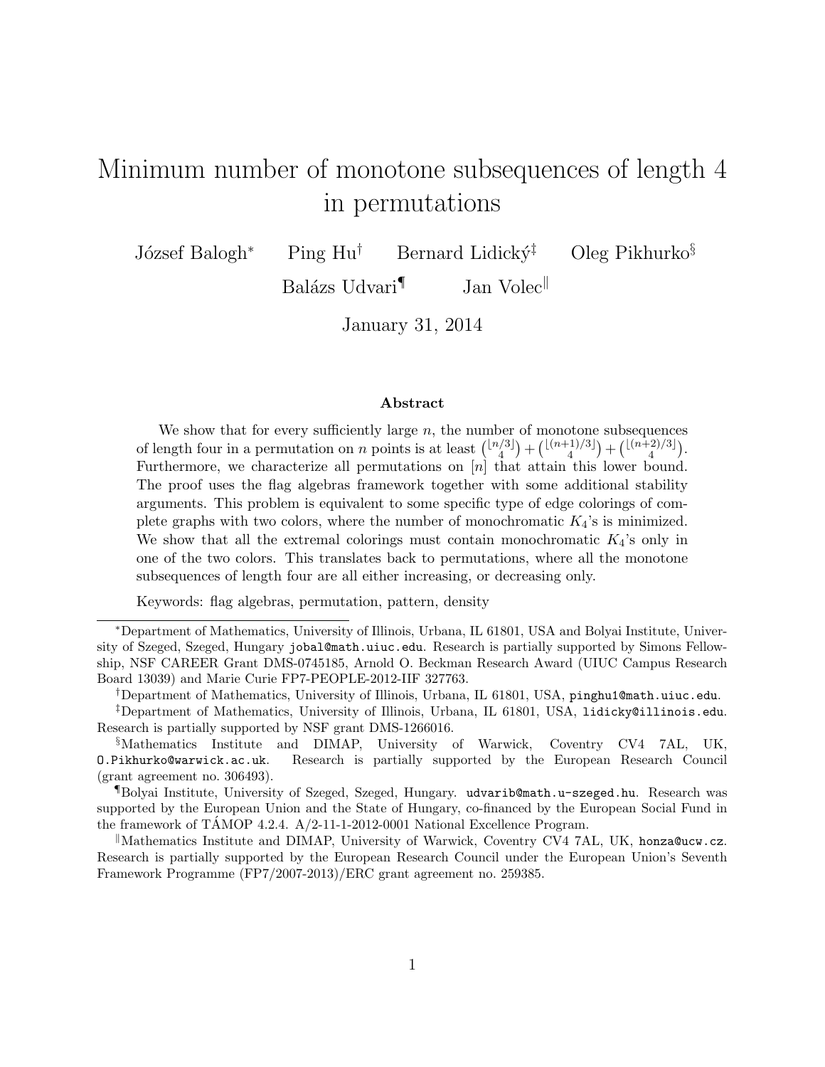# Minimum number of monotone subsequences of length 4 in permutations

József Balogh[*] Ping Hu[†] Bernard Lidický[‡] Oleg Pikhurko[§]

Balázs Udvari[¶] Jan Volec[‖]

January 31, 2014

### Abstract

We show that for every sufficiently large $n$, the number of monotone subsequences of length four in a permutation on $n$ points is at least $\binom{\lfloor n/3 \rfloor}{4} + \binom{\lfloor (n+1)/3 \rfloor}{4} + \binom{\lfloor (n+2)/3 \rfloor}{4}$. Furthermore, we characterize all permutations on $[n]$ that attain this lower bound. The proof uses the flag algebras framework together with some additional stability arguments. This problem is equivalent to some specific type of edge colorings of complete graphs with two colors, where the number of monochromatic $K_4$'s is minimized. We show that all the extremal colorings must contain monochromatic $K_4$'s only in one of the two colors. This translates back to permutations, where all the monotone subsequences of length four are all either increasing, or decreasing only.

Keywords: flag algebras, permutation, pattern, density

---

[*]Department of Mathematics, University of Illinois, Urbana, IL 61801, USA and Bolyai Institute, University of Szeged, Szeged, Hungary jobal@math.uiuc.edu. Research is partially supported by Simons Fellowship, NSF CAREER Grant DMS-0745185, Arnold O. Beckman Research Award (UIUC Campus Research Board 13039) and Marie Curie FP7-PEOPLE-2012-IIF 327763.

[†]Department of Mathematics, University of Illinois, Urbana, IL 61801, USA, pinghu1@math.uiuc.edu.

[‡]Department of Mathematics, University of Illinois, Urbana, IL 61801, USA, lidicky@illinois.edu. Research is partially supported by NSF grant DMS-1266016.

[§]Mathematics Institute and DIMAP, University of Warwick, Coventry CV4 7AL, UK, O.Pikhurko@warwick.ac.uk. Research is partially supported by the European Research Council (grant agreement no. 306493).

[¶]Bolyai Institute, University of Szeged, Szeged, Hungary. udvarib@math.u-szeged.hu. Research was supported by the European Union and the State of Hungary, co-financed by the European Social Fund in the framework of TÁMOP 4.2.4. A/2-11-1-2012-0001 National Excellence Program.

[‖]Mathematics Institute and DIMAP, University of Warwick, Coventry CV4 7AL, UK, honza@ucw.cz. Research is partially supported by the European Research Council under the European Union's Seventh Framework Programme (FP7/2007-2013)/ERC grant agreement no. 259385.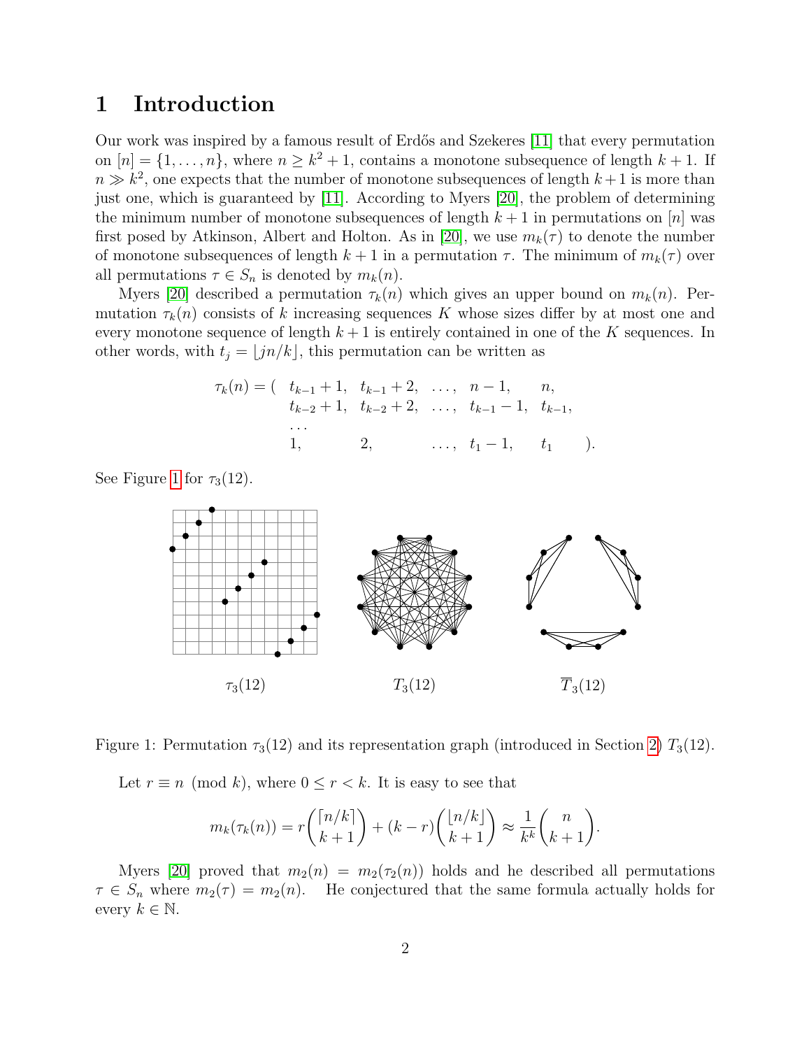# 1 Introduction

Our work was inspired by a famous result of Erdős and Szekeres [11] that every permutation on $[n] = \{1, \ldots, n\}$, where $n \geq k^2 + 1$, contains a monotone subsequence of length $k+1$. If $n \gg k^2$, one expects that the number of monotone subsequences of length $k+1$ is more than just one, which is guaranteed by [11]. According to Myers [20], the problem of determining the minimum number of monotone subsequences of length $k+1$ in permutations on $[n]$ was first posed by Atkinson, Albert and Holton. As in [20], we use $m_k(\tau)$ to denote the number of monotone subsequences of length $k+1$ in a permutation $\tau$. The minimum of $m_k(\tau)$ over all permutations $\tau \in S_n$ is denoted by $m_k(n)$.

Myers [20] described a permutation $\tau_k(n)$ which gives an upper bound on $m_k(n)$. Permutation $\tau_k(n)$ consists of $k$ increasing sequences $K$ whose sizes differ by at most one and every monotone sequence of length $k+1$ is entirely contained in one of the $K$ sequences. In other words, with $t_j = \lfloor jn/k \rfloor$, this permutation can be written as

$$
\begin{array}{rlllll}
\tau_k(n) = ( & t_{k-1}+1, & t_{k-1}+2, & \ldots, & n-1, & n, \\
 & t_{k-2}+1, & t_{k-2}+2, & \ldots, & t_{k-1}-1, & t_{k-1}, \\
 & \ldots & & & & \\
 & 1, & 2, & \ldots, & t_1 - 1, & t_1 \quad ).
\end{array}
$$

See Figure 1 for $\tau_3(12)$.

Figure 1: Permutation $\tau_3(12)$ and its representation graph (introduced in Section 2) $T_3(12)$.

Let $r \equiv n \pmod{k}$, where $0 \leq r < k$. It is easy to see that

$$
m_k(\tau_k(n)) = r\binom{\lceil n/k \rceil}{k+1} + (k-r)\binom{\lfloor n/k \rfloor}{k+1} \approx \frac{1}{k^k}\binom{n}{k+1}.
$$

Myers [20] proved that $m_2(n) = m_2(\tau_2(n))$ holds and he described all permutations $\tau \in S_n$ where $m_2(\tau) = m_2(n)$. He conjectured that the same formula actually holds for every $k \in \mathbb{N}$.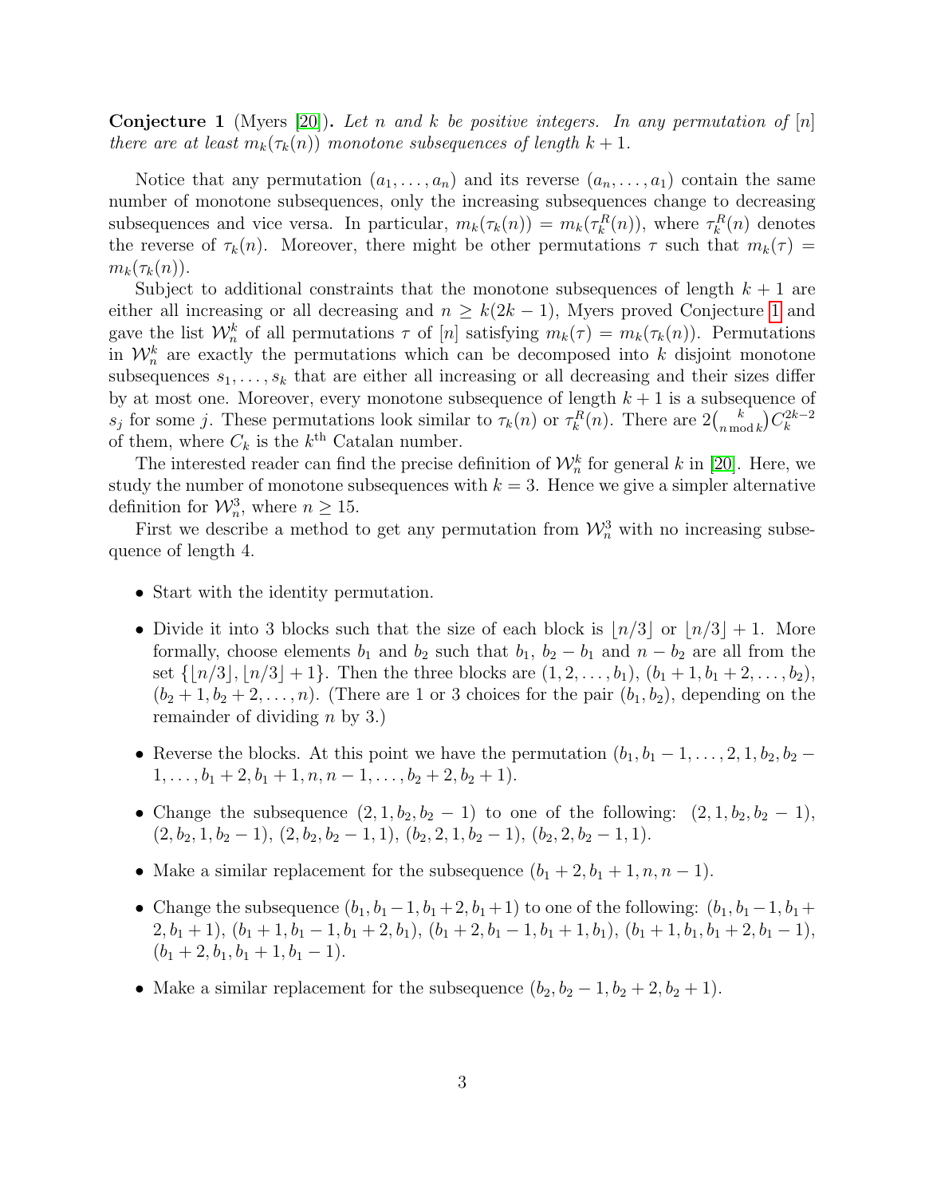**Conjecture 1** (Myers [20])**.** *Let $n$ and $k$ be positive integers. In any permutation of $[n]$ there are at least $m_k(\tau_k(n))$ monotone subsequences of length $k+1$.*

Notice that any permutation $(a_1, \dots, a_n)$ and its reverse $(a_n, \dots, a_1)$ contain the same number of monotone subsequences, only the increasing subsequences change to decreasing subsequences and vice versa. In particular, $m_k(\tau_k(n)) = m_k(\tau_k^R(n))$, where $\tau_k^R(n)$ denotes the reverse of $\tau_k(n)$. Moreover, there might be other permutations $\tau$ such that $m_k(\tau) = m_k(\tau_k(n))$.

Subject to additional constraints that the monotone subsequences of length $k+1$ are either all increasing or all decreasing and $n \geq k(2k-1)$, Myers proved Conjecture 1 and gave the list $\mathcal{W}_n^k$ of all permutations $\tau$ of $[n]$ satisfying $m_k(\tau) = m_k(\tau_k(n))$. Permutations in $\mathcal{W}_n^k$ are exactly the permutations which can be decomposed into $k$ disjoint monotone subsequences $s_1, \dots, s_k$ that are either all increasing or all decreasing and their sizes differ by at most one. Moreover, every monotone subsequence of length $k+1$ is a subsequence of $s_j$ for some $j$. These permutations look similar to $\tau_k(n)$ or $\tau_k^R(n)$. There are $2\binom{k}{n \bmod k} C_k^{2k-2}$ of them, where $C_k$ is the $k^{\text{th}}$ Catalan number.

The interested reader can find the precise definition of $\mathcal{W}_n^k$ for general $k$ in [20]. Here, we study the number of monotone subsequences with $k=3$. Hence we give a simpler alternative definition for $\mathcal{W}_n^3$, where $n \geq 15$.

First we describe a method to get any permutation from $\mathcal{W}_n^3$ with no increasing subsequence of length 4.

- Start with the identity permutation.
- Divide it into 3 blocks such that the size of each block is $\lfloor n/3 \rfloor$ or $\lfloor n/3 \rfloor + 1$. More formally, choose elements $b_1$ and $b_2$ such that $b_1$, $b_2 - b_1$ and $n - b_2$ are all from the set $\{\lfloor n/3 \rfloor, \lfloor n/3 \rfloor + 1\}$. Then the three blocks are $(1, 2, \dots, b_1)$, $(b_1+1, b_1+2, \dots, b_2)$, $(b_2+1, b_2+2, \dots, n)$. (There are 1 or 3 choices for the pair $(b_1, b_2)$, depending on the remainder of dividing $n$ by 3.)
- Reverse the blocks. At this point we have the permutation $(b_1, b_1-1, \dots, 2, 1, b_2, b_2-1, \dots, b_1+2, b_1+1, n, n-1, \dots, b_2+2, b_2+1)$.
- Change the subsequence $(2, 1, b_2, b_2-1)$ to one of the following: $(2, 1, b_2, b_2-1)$, $(2, b_2, 1, b_2-1)$, $(2, b_2, b_2-1, 1)$, $(b_2, 2, 1, b_2-1)$, $(b_2, 2, b_2-1, 1)$.
- Make a similar replacement for the subsequence $(b_1+2, b_1+1, n, n-1)$.
- Change the subsequence $(b_1, b_1-1, b_1+2, b_1+1)$ to one of the following: $(b_1, b_1-1, b_1+2, b_1+1)$, $(b_1+1, b_1-1, b_1+2, b_1)$, $(b_1+2, b_1-1, b_1+1, b_1)$, $(b_1+1, b_1, b_1+2, b_1-1)$, $(b_1+2, b_1, b_1+1, b_1-1)$.
- Make a similar replacement for the subsequence $(b_2, b_2-1, b_2+2, b_2+1)$.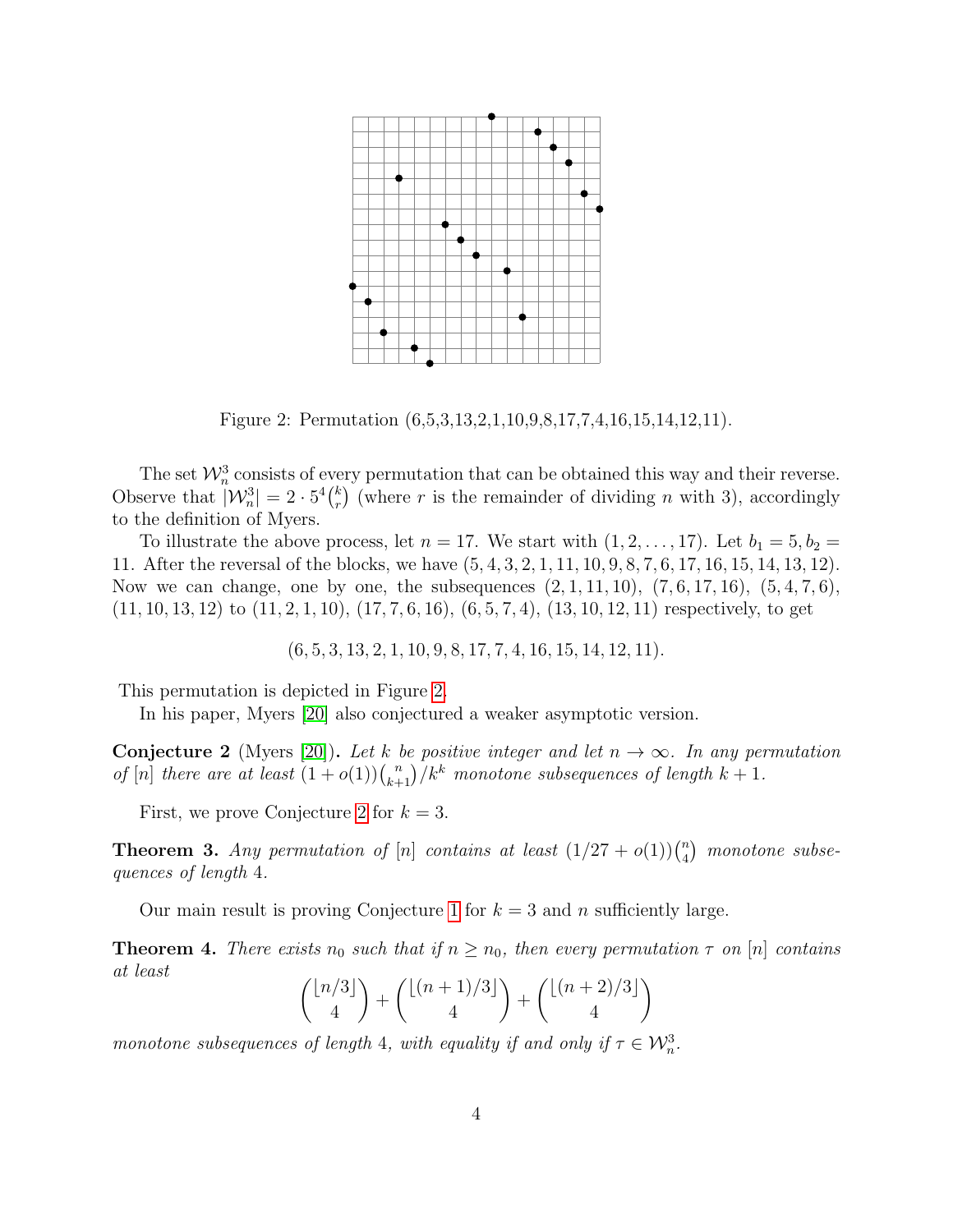Figure 2: Permutation (6,5,3,13,2,1,10,9,8,17,7,4,16,15,14,12,11).

The set $\mathcal{W}_n^3$ consists of every permutation that can be obtained this way and their reverse. Observe that $|\mathcal{W}_n^3| = 2 \cdot 5^4 \binom{k}{r}$ (where $r$ is the remainder of dividing $n$ with 3), accordingly to the definition of Myers.

To illustrate the above process, let $n = 17$. We start with $(1, 2, \ldots, 17)$. Let $b_1 = 5, b_2 = 11$. After the reversal of the blocks, we have $(5, 4, 3, 2, 1, 11, 10, 9, 8, 7, 6, 17, 16, 15, 14, 13, 12)$. Now we can change, one by one, the subsequences $(2, 1, 11, 10)$, $(7, 6, 17, 16)$, $(5, 4, 7, 6)$, $(11, 10, 13, 12)$ to $(11, 2, 1, 10)$, $(17, 7, 6, 16)$, $(6, 5, 7, 4)$, $(13, 10, 12, 11)$ respectively, to get

$$(6, 5, 3, 13, 2, 1, 10, 9, 8, 17, 7, 4, 16, 15, 14, 12, 11).$$

This permutation is depicted in Figure 2.

In his paper, Myers [20] also conjectured a weaker asymptotic version.

**Conjecture 2** (Myers [20])**.** *Let $k$ be positive integer and let $n \to \infty$. In any permutation of $[n]$ there are at least $(1 + o(1))\binom{n}{k+1}/k^k$ monotone subsequences of length $k + 1$.*

First, we prove Conjecture 2 for $k = 3$.

**Theorem 3.** *Any permutation of $[n]$ contains at least $(1/27 + o(1))\binom{n}{4}$ monotone subsequences of length 4.*

Our main result is proving Conjecture 1 for $k = 3$ and $n$ sufficiently large.

**Theorem 4.** *There exists $n_0$ such that if $n \geq n_0$, then every permutation $\tau$ on $[n]$ contains at least*

$$\binom{\lfloor n/3 \rfloor}{4} + \binom{\lfloor (n+1)/3 \rfloor}{4} + \binom{\lfloor (n+2)/3 \rfloor}{4}$$

*monotone subsequences of length 4, with equality if and only if $\tau \in \mathcal{W}_n^3$.*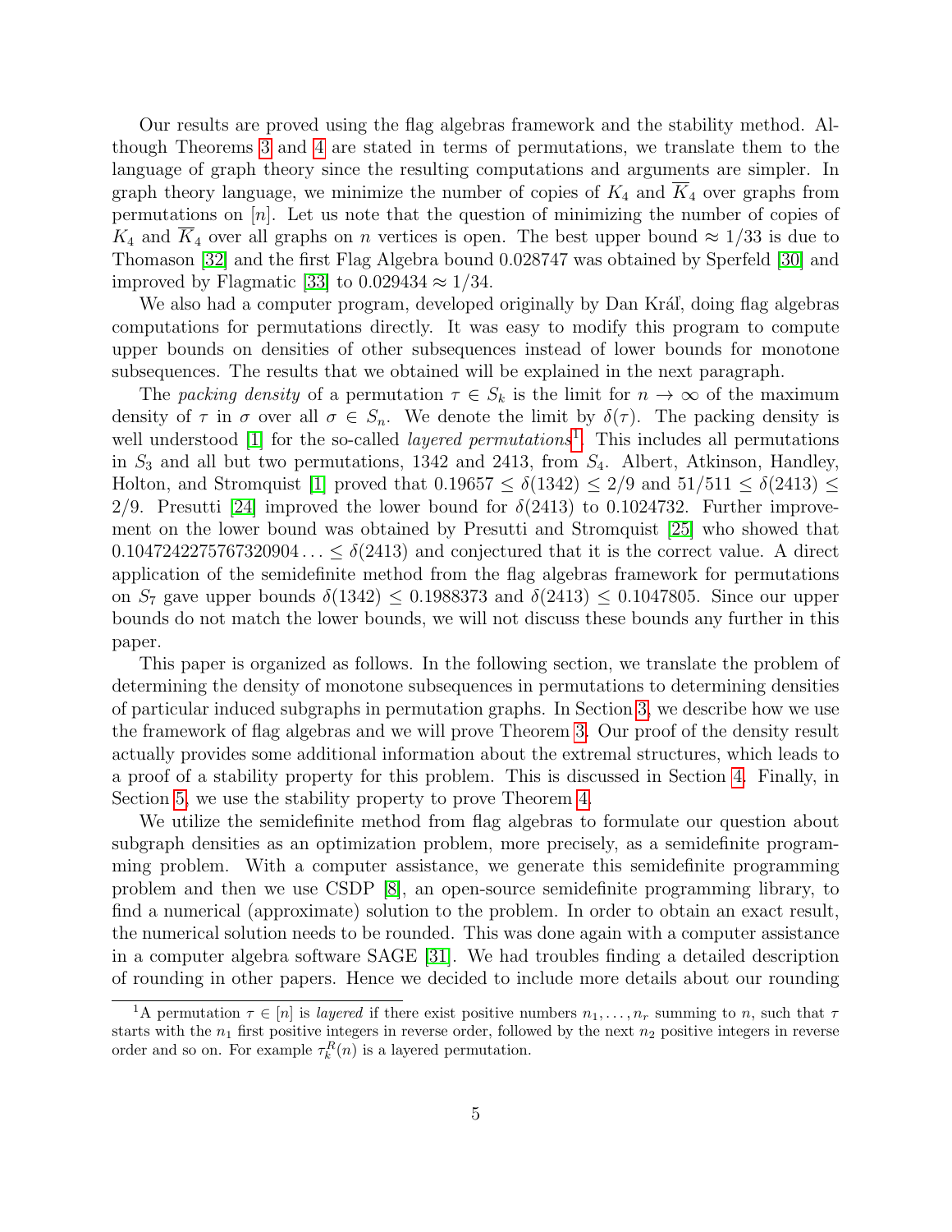Our results are proved using the flag algebras framework and the stability method. Although Theorems 3 and 4 are stated in terms of permutations, we translate them to the language of graph theory since the resulting computations and arguments are simpler. In graph theory language, we minimize the number of copies of $K_4$ and $\overline{K}_4$ over graphs from permutations on $[n]$. Let us note that the question of minimizing the number of copies of $K_4$ and $\overline{K}_4$ over all graphs on $n$ vertices is open. The best upper bound $\approx 1/33$ is due to Thomason [32] and the first Flag Algebra bound 0.028747 was obtained by Sperfeld [30] and improved by Flagmatic [33] to $0.029434 \approx 1/34$.

We also had a computer program, developed originally by Dan Kráľ, doing flag algebras computations for permutations directly. It was easy to modify this program to compute upper bounds on densities of other subsequences instead of lower bounds for monotone subsequences. The results that we obtained will be explained in the next paragraph.

The *packing density* of a permutation $\tau \in S_k$ is the limit for $n \to \infty$ of the maximum density of $\tau$ in $\sigma$ over all $\sigma \in S_n$. We denote the limit by $\delta(\tau)$. The packing density is well understood [1] for the so-called *layered permutations*[1]. This includes all permutations in $S_3$ and all but two permutations, 1342 and 2413, from $S_4$. Albert, Atkinson, Handley, Holton, and Stromquist [1] proved that $0.19657 \leq \delta(1342) \leq 2/9$ and $51/511 \leq \delta(2413) \leq 2/9$. Presutti [24] improved the lower bound for $\delta(2413)$ to 0.1024732. Further improvement on the lower bound was obtained by Presutti and Stromquist [25] who showed that $0.10472422757673209 04\ldots \leq \delta(2413)$ and conjectured that it is the correct value. A direct application of the semidefinite method from the flag algebras framework for permutations on $S_7$ gave upper bounds $\delta(1342) \leq 0.1988373$ and $\delta(2413) \leq 0.1047805$. Since our upper bounds do not match the lower bounds, we will not discuss these bounds any further in this paper.

This paper is organized as follows. In the following section, we translate the problem of determining the density of monotone subsequences in permutations to determining densities of particular induced subgraphs in permutation graphs. In Section 3, we describe how we use the framework of flag algebras and we will prove Theorem 3. Our proof of the density result actually provides some additional information about the extremal structures, which leads to a proof of a stability property for this problem. This is discussed in Section 4. Finally, in Section 5, we use the stability property to prove Theorem 4.

We utilize the semidefinite method from flag algebras to formulate our question about subgraph densities as an optimization problem, more precisely, as a semidefinite programming problem. With a computer assistance, we generate this semidefinite programming problem and then we use CSDP [8], an open-source semidefinite programming library, to find a numerical (approximate) solution to the problem. In order to obtain an exact result, the numerical solution needs to be rounded. This was done again with a computer assistance in a computer algebra software SAGE [31]. We had troubles finding a detailed description of rounding in other papers. Hence we decided to include more details about our rounding

[1] A permutation $\tau \in [n]$ is *layered* if there exist positive numbers $n_1, \ldots, n_r$ summing to $n$, such that $\tau$ starts with the $n_1$ first positive integers in reverse order, followed by the next $n_2$ positive integers in reverse order and so on. For example $\tau_k^R(n)$ is a layered permutation.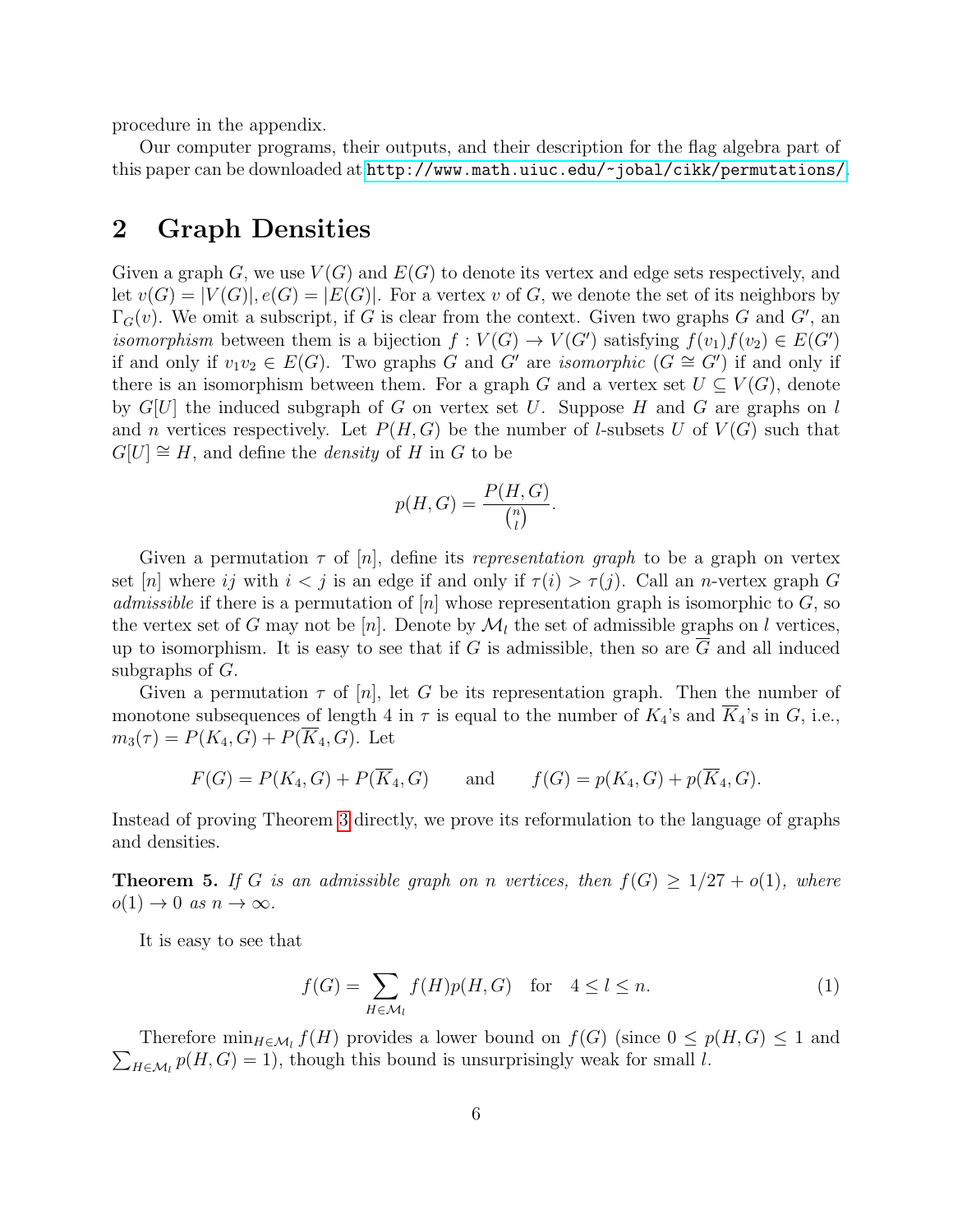procedure in the appendix.

Our computer programs, their outputs, and their description for the flag algebra part of this paper can be downloaded at http://www.math.uiuc.edu/~jobal/cikk/permutations/.

## 2 Graph Densities

Given a graph $G$, we use $V(G)$ and $E(G)$ to denote its vertex and edge sets respectively, and let $v(G) = |V(G)|, e(G) = |E(G)|$. For a vertex $v$ of $G$, we denote the set of its neighbors by $\Gamma_G(v)$. We omit a subscript, if $G$ is clear from the context. Given two graphs $G$ and $G'$, an *isomorphism* between them is a bijection $f : V(G) \to V(G')$ satisfying $f(v_1)f(v_2) \in E(G')$ if and only if $v_1v_2 \in E(G)$. Two graphs $G$ and $G'$ are *isomorphic* ($G \cong G'$) if and only if there is an isomorphism between them. For a graph $G$ and a vertex set $U \subseteq V(G)$, denote by $G[U]$ the induced subgraph of $G$ on vertex set $U$. Suppose $H$ and $G$ are graphs on $l$ and $n$ vertices respectively. Let $P(H, G)$ be the number of $l$-subsets $U$ of $V(G)$ such that $G[U] \cong H$, and define the *density* of $H$ in $G$ to be

$$p(H, G) = \frac{P(H, G)}{\binom{n}{l}}.$$

Given a permutation $\tau$ of $[n]$, define its *representation graph* to be a graph on vertex set $[n]$ where $ij$ with $i < j$ is an edge if and only if $\tau(i) > \tau(j)$. Call an $n$-vertex graph $G$ *admissible* if there is a permutation of $[n]$ whose representation graph is isomorphic to $G$, so the vertex set of $G$ may not be $[n]$. Denote by $\mathcal{M}_l$ the set of admissible graphs on $l$ vertices, up to isomorphism. It is easy to see that if $G$ is admissible, then so are $\overline{G}$ and all induced subgraphs of $G$.

Given a permutation $\tau$ of $[n]$, let $G$ be its representation graph. Then the number of monotone subsequences of length 4 in $\tau$ is equal to the number of $K_4$'s and $\overline{K}_4$'s in $G$, i.e., $m_3(\tau) = P(K_4, G) + P(\overline{K}_4, G)$. Let

$$F(G) = P(K_4, G) + P(\overline{K}_4, G) \qquad \text{and} \qquad f(G) = p(K_4, G) + p(\overline{K}_4, G).$$

Instead of proving Theorem 3 directly, we prove its reformulation to the language of graphs and densities.

**Theorem 5.** *If $G$ is an admissible graph on $n$ vertices, then $f(G) \geq 1/27 + o(1)$, where $o(1) \to 0$ as $n \to \infty$.*

It is easy to see that

$$f(G) = \sum_{H \in \mathcal{M}_l} f(H)p(H, G) \quad \text{for} \quad 4 \leq l \leq n. \tag{1}$$

Therefore $\min_{H \in \mathcal{M}_l} f(H)$ provides a lower bound on $f(G)$ (since $0 \leq p(H, G) \leq 1$ and $\sum_{H \in \mathcal{M}_l} p(H, G) = 1$), though this bound is unsurprisingly weak for small $l$.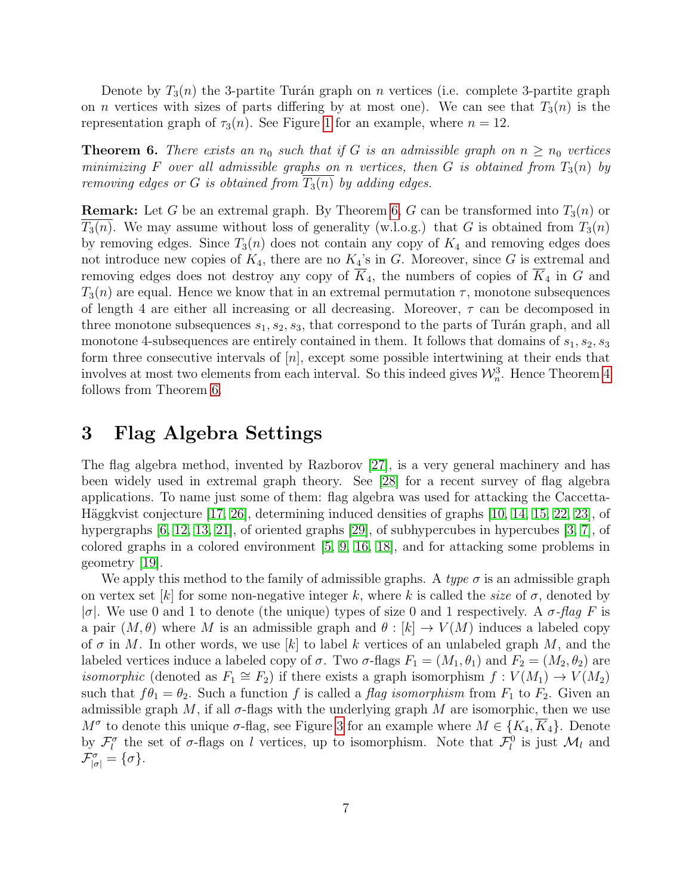Denote by $T_3(n)$ the 3-partite Turán graph on $n$ vertices (i.e. complete 3-partite graph on $n$ vertices with sizes of parts differing by at most one). We can see that $T_3(n)$ is the representation graph of $\tau_3(n)$. See Figure 1 for an example, where $n = 12$.

**Theorem 6.** *There exists an $n_0$ such that if $G$ is an admissible graph on $n \geq n_0$ vertices minimizing $F$ over all admissible graphs on $n$ vertices, then $G$ is obtained from $T_3(n)$ by removing edges or $G$ is obtained from $\overline{T_3(n)}$ by adding edges.*

**Remark:** Let $G$ be an extremal graph. By Theorem 6, $G$ can be transformed into $T_3(n)$ or $\overline{T_3(n)}$. We may assume without loss of generality (w.l.o.g.) that $G$ is obtained from $T_3(n)$ by removing edges. Since $T_3(n)$ does not contain any copy of $K_4$ and removing edges does not introduce new copies of $K_4$, there are no $K_4$'s in $G$. Moreover, since $G$ is extremal and removing edges does not destroy any copy of $\overline{K}_4$, the numbers of copies of $\overline{K}_4$ in $G$ and $T_3(n)$ are equal. Hence we know that in an extremal permutation $\tau$, monotone subsequences of length 4 are either all increasing or all decreasing. Moreover, $\tau$ can be decomposed in three monotone subsequences $s_1, s_2, s_3$, that correspond to the parts of Turán graph, and all monotone 4-subsequences are entirely contained in them. It follows that domains of $s_1, s_2, s_3$ form three consecutive intervals of $[n]$, except some possible intertwining at their ends that involves at most two elements from each interval. So this indeed gives $\mathcal{W}_n^3$. Hence Theorem 4 follows from Theorem 6.

# 3 Flag Algebra Settings

The flag algebra method, invented by Razborov [27], is a very general machinery and has been widely used in extremal graph theory. See [28] for a recent survey of flag algebra applications. To name just some of them: flag algebra was used for attacking the Caccetta-Häggkvist conjecture [17, 26], determining induced densities of graphs [10, 14, 15, 22, 23], of hypergraphs [6, 12, 13, 21], of oriented graphs [29], of subhypercubes in hypercubes [3, 7], of colored graphs in a colored environment [5, 9, 16, 18], and for attacking some problems in geometry [19].

We apply this method to the family of admissible graphs. A *type* $\sigma$ is an admissible graph on vertex set $[k]$ for some non-negative integer $k$, where $k$ is called the *size* of $\sigma$, denoted by $|\sigma|$. We use 0 and 1 to denote (the unique) types of size 0 and 1 respectively. A *$\sigma$-flag* $F$ is a pair $(M, \theta)$ where $M$ is an admissible graph and $\theta : [k] \to V(M)$ induces a labeled copy of $\sigma$ in $M$. In other words, we use $[k]$ to label $k$ vertices of an unlabeled graph $M$, and the labeled vertices induce a labeled copy of $\sigma$. Two $\sigma$-flags $F_1 = (M_1, \theta_1)$ and $F_2 = (M_2, \theta_2)$ are *isomorphic* (denoted as $F_1 \cong F_2$) if there exists a graph isomorphism $f : V(M_1) \to V(M_2)$ such that $f\theta_1 = \theta_2$. Such a function $f$ is called a *flag isomorphism* from $F_1$ to $F_2$. Given an admissible graph $M$, if all $\sigma$-flags with the underlying graph $M$ are isomorphic, then we use $M^\sigma$ to denote this unique $\sigma$-flag, see Figure 3 for an example where $M \in \{K_4, \overline{K}_4\}$. Denote by $\mathcal{F}_l^\sigma$ the set of $\sigma$-flags on $l$ vertices, up to isomorphism. Note that $\mathcal{F}_l^0$ is just $\mathcal{M}_l$ and $\mathcal{F}_{|\sigma|}^\sigma = \{\sigma\}$.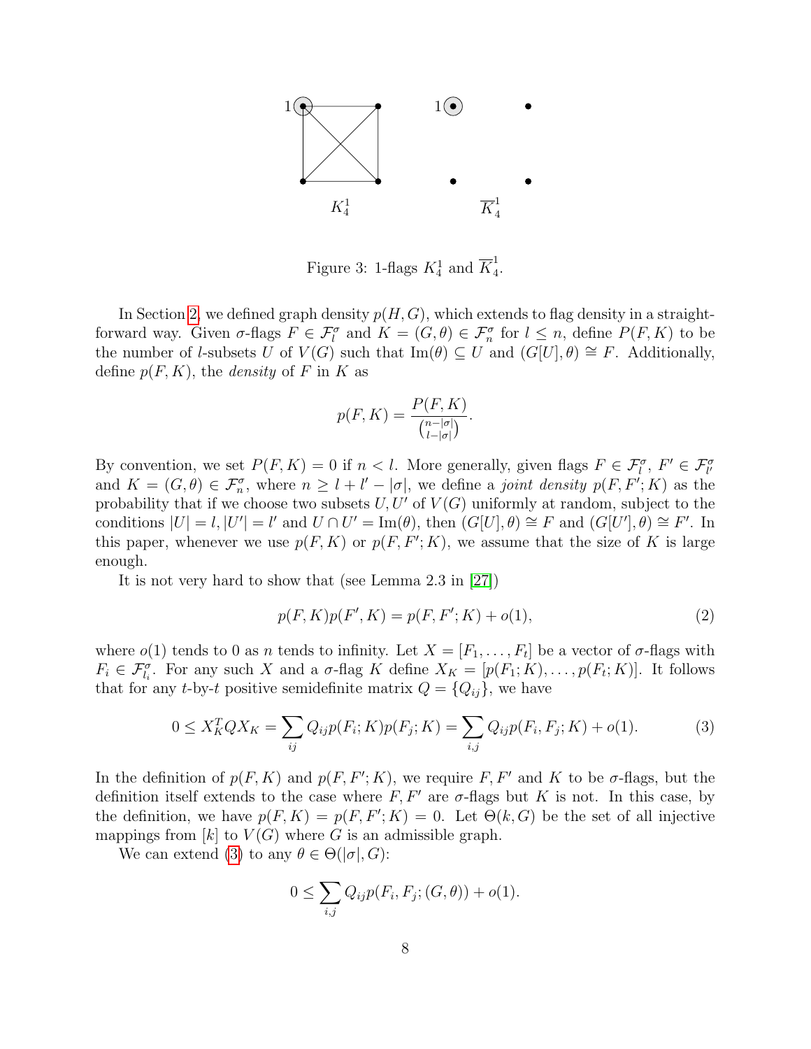Figure 3: 1-flags $K_4^1$ and $\overline{K}_4^1$.

In Section 2, we defined graph density $p(H,G)$, which extends to flag density in a straightforward way. Given $\sigma$-flags $F \in \mathcal{F}_l^\sigma$ and $K = (G,\theta) \in \mathcal{F}_n^\sigma$ for $l \le n$, define $P(F,K)$ to be the number of $l$-subsets $U$ of $V(G)$ such that $\mathrm{Im}(\theta) \subseteq U$ and $(G[U],\theta) \cong F$. Additionally, define $p(F,K)$, the *density* of $F$ in $K$ as

$$p(F,K) = \frac{P(F,K)}{\binom{n-|\sigma|}{l-|\sigma|}}.$$

By convention, we set $P(F,K) = 0$ if $n < l$. More generally, given flags $F \in \mathcal{F}_l^\sigma$, $F' \in \mathcal{F}_{l'}^\sigma$ and $K = (G,\theta) \in \mathcal{F}_n^\sigma$, where $n \ge l + l' - |\sigma|$, we define a *joint density* $p(F,F';K)$ as the probability that if we choose two subsets $U, U'$ of $V(G)$ uniformly at random, subject to the conditions $|U| = l, |U'| = l'$ and $U \cap U' = \mathrm{Im}(\theta)$, then $(G[U],\theta) \cong F$ and $(G[U'],\theta) \cong F'$. In this paper, whenever we use $p(F,K)$ or $p(F,F';K)$, we assume that the size of $K$ is large enough.

It is not very hard to show that (see Lemma 2.3 in [27])

$$p(F,K)p(F',K) = p(F,F';K) + o(1), \tag{2}$$

where $o(1)$ tends to 0 as $n$ tends to infinity. Let $X = [F_1,\ldots,F_t]$ be a vector of $\sigma$-flags with $F_i \in \mathcal{F}_{l_i}^\sigma$. For any such $X$ and a $\sigma$-flag $K$ define $X_K = [p(F_1;K),\ldots,p(F_t;K)]$. It follows that for any $t$-by-$t$ positive semidefinite matrix $Q = \{Q_{ij}\}$, we have

$$0 \le X_K^T Q X_K = \sum_{ij} Q_{ij} p(F_i;K)p(F_j;K) = \sum_{i,j} Q_{ij} p(F_i,F_j;K) + o(1). \tag{3}$$

In the definition of $p(F,K)$ and $p(F,F';K)$, we require $F, F'$ and $K$ to be $\sigma$-flags, but the definition itself extends to the case where $F, F'$ are $\sigma$-flags but $K$ is not. In this case, by the definition, we have $p(F,K) = p(F,F';K) = 0$. Let $\Theta(k,G)$ be the set of all injective mappings from $[k]$ to $V(G)$ where $G$ is an admissible graph.

We can extend (3) to any $\theta \in \Theta(|\sigma|,G)$:

$$0 \le \sum_{i,j} Q_{ij} p(F_i,F_j;(G,\theta)) + o(1).$$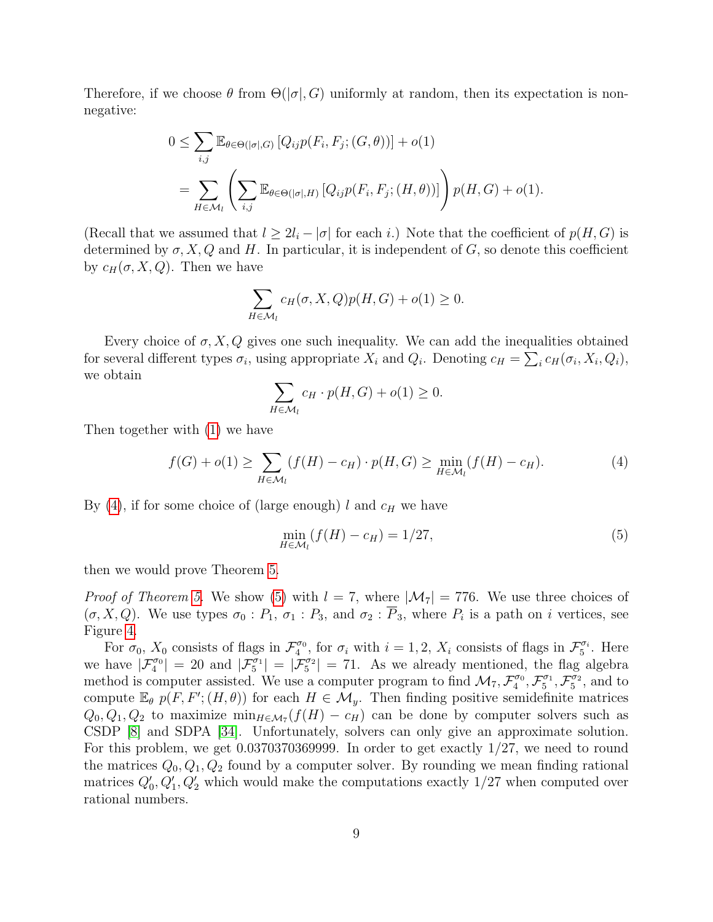Therefore, if we choose $\theta$ from $\Theta(|\sigma|, G)$ uniformly at random, then its expectation is non-negative:

$$
\begin{aligned}
0 &\leq \sum_{i,j} \mathbb{E}_{\theta \in \Theta(|\sigma|,G)} \left[Q_{ij} p(F_i, F_j; (G, \theta))\right] + o(1) \\
&= \sum_{H \in \mathcal{M}_l} \left( \sum_{i,j} \mathbb{E}_{\theta \in \Theta(|\sigma|,H)} \left[Q_{ij} p(F_i, F_j; (H, \theta))\right] \right) p(H, G) + o(1).
\end{aligned}
$$

(Recall that we assumed that $l \geq 2l_i - |\sigma|$ for each $i$.) Note that the coefficient of $p(H, G)$ is determined by $\sigma, X, Q$ and $H$. In particular, it is independent of $G$, so denote this coefficient by $c_H(\sigma, X, Q)$. Then we have

$$
\sum_{H \in \mathcal{M}_l} c_H(\sigma, X, Q) p(H, G) + o(1) \geq 0.
$$

Every choice of $\sigma, X, Q$ gives one such inequality. We can add the inequalities obtained for several different types $\sigma_i$, using appropriate $X_i$ and $Q_i$. Denoting $c_H = \sum_i c_H(\sigma_i, X_i, Q_i)$, we obtain

$$
\sum_{H \in \mathcal{M}_l} c_H \cdot p(H, G) + o(1) \geq 0.
$$

Then together with (1) we have

$$
f(G) + o(1) \geq \sum_{H \in \mathcal{M}_l} (f(H) - c_H) \cdot p(H, G) \geq \min_{H \in \mathcal{M}_l} (f(H) - c_H). \tag{4}
$$

By (4), if for some choice of (large enough) $l$ and $c_H$ we have

$$
\min_{H \in \mathcal{M}_l} (f(H) - c_H) = 1/27, \tag{5}
$$

then we would prove Theorem 5.

*Proof of Theorem 5.* We show (5) with $l = 7$, where $|\mathcal{M}_7| = 776$. We use three choices of $(\sigma, X, Q)$. We use types $\sigma_0 : P_1$, $\sigma_1 : P_3$, and $\sigma_2 : \overline{P}_3$, where $P_i$ is a path on $i$ vertices, see Figure 4.

For $\sigma_0$, $X_0$ consists of flags in $\mathcal{F}_4^{\sigma_0}$, for $\sigma_i$ with $i = 1, 2$, $X_i$ consists of flags in $\mathcal{F}_5^{\sigma_i}$. Here we have $|\mathcal{F}_4^{\sigma_0}| = 20$ and $|\mathcal{F}_5^{\sigma_1}| = |\mathcal{F}_5^{\sigma_2}| = 71$. As we already mentioned, the flag algebra method is computer assisted. We use a computer program to find $\mathcal{M}_7, \mathcal{F}_4^{\sigma_0}, \mathcal{F}_5^{\sigma_1}, \mathcal{F}_5^{\sigma_2}$, and to compute $\mathbb{E}_\theta \; p(F, F'; (H, \theta))$ for each $H \in \mathcal{M}_y$. Then finding positive semidefinite matrices $Q_0, Q_1, Q_2$ to maximize $\min_{H \in \mathcal{M}_7}(f(H) - c_H)$ can be done by computer solvers such as CSDP [8] and SDPA [34]. Unfortunately, solvers can only give an approximate solution. For this problem, we get 0.0370370369999. In order to get exactly $1/27$, we need to round the matrices $Q_0, Q_1, Q_2$ found by a computer solver. By rounding we mean finding rational matrices $Q_0', Q_1', Q_2'$ which would make the computations exactly $1/27$ when computed over rational numbers.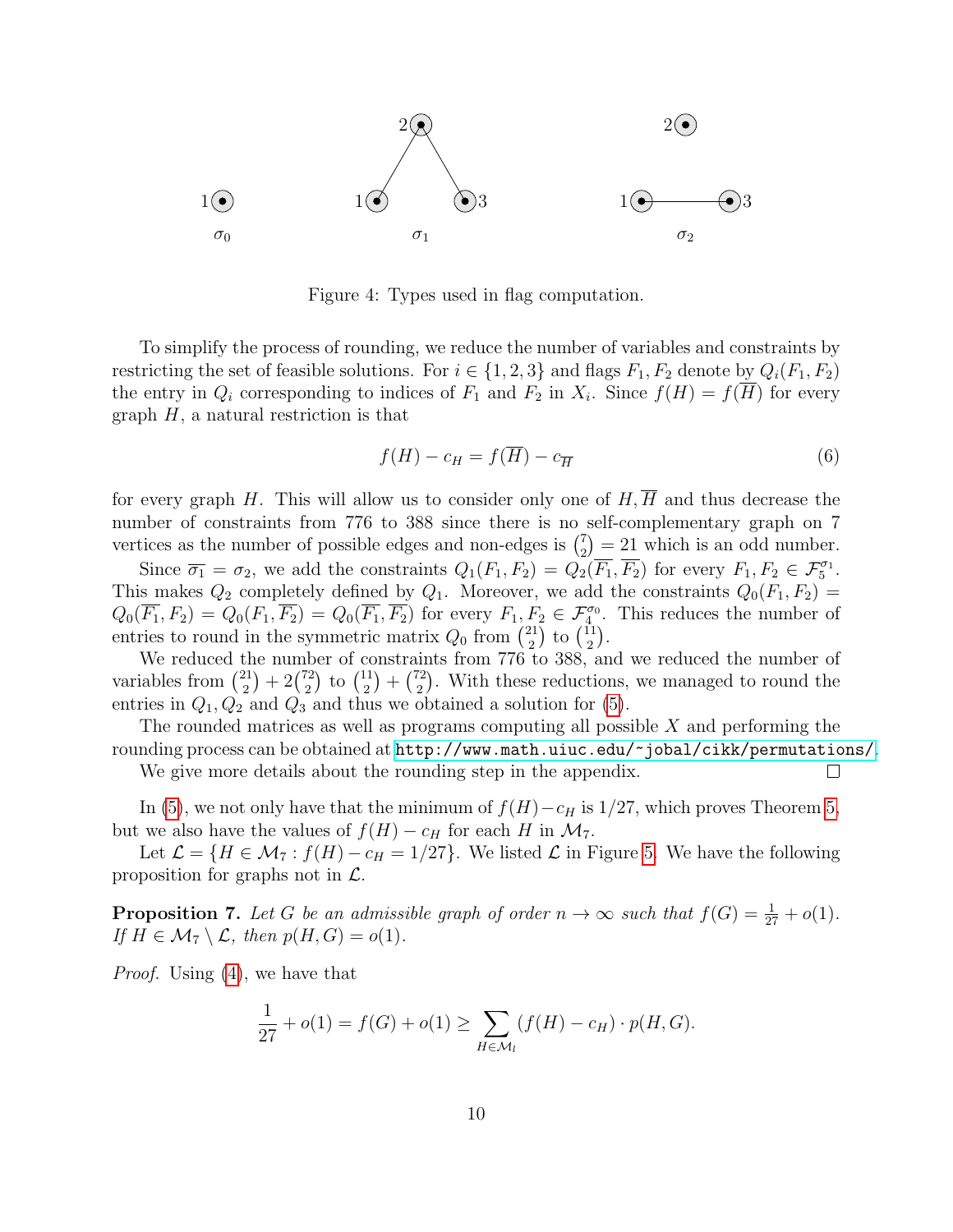Figure 4: Types used in flag computation.

To simplify the process of rounding, we reduce the number of variables and constraints by restricting the set of feasible solutions. For $i \in \{1,2,3\}$ and flags $F_1, F_2$ denote by $Q_i(F_1,F_2)$ the entry in $Q_i$ corresponding to indices of $F_1$ and $F_2$ in $X_i$. Since $f(H) = f(\overline{H})$ for every graph $H$, a natural restriction is that

$$f(H) - c_H = f(\overline{H}) - c_{\overline{H}} \tag{6}$$

for every graph $H$. This will allow us to consider only one of $H, \overline{H}$ and thus decrease the number of constraints from 776 to 388 since there is no self-complementary graph on 7 vertices as the number of possible edges and non-edges is $\binom{7}{2} = 21$ which is an odd number.

Since $\overline{\sigma_1} = \sigma_2$, we add the constraints $Q_1(F_1,F_2) = Q_2(\overline{F_1},\overline{F_2})$ for every $F_1, F_2 \in \mathcal{F}_5^{\sigma_1}$. This makes $Q_2$ completely defined by $Q_1$. Moreover, we add the constraints $Q_0(F_1,F_2) = Q_0(\overline{F_1},F_2) = Q_0(F_1,\overline{F_2}) = Q_0(\overline{F_1},\overline{F_2})$ for every $F_1,F_2 \in \mathcal{F}_4^{\sigma_0}$. This reduces the number of entries to round in the symmetric matrix $Q_0$ from $\binom{21}{2}$ to $\binom{11}{2}$.

We reduced the number of constraints from 776 to 388, and we reduced the number of variables from $\binom{21}{2} + 2\binom{72}{2}$ to $\binom{11}{2} + \binom{72}{2}$. With these reductions, we managed to round the entries in $Q_1, Q_2$ and $Q_3$ and thus we obtained a solution for (5).

The rounded matrices as well as programs computing all possible $X$ and performing the rounding process can be obtained at http://www.math.uiuc.edu/~jobal/cikk/permutations/.

We give more details about the rounding step in the appendix. □

In (5), we not only have that the minimum of $f(H) - c_H$ is $1/27$, which proves Theorem 5, but we also have the values of $f(H) - c_H$ for each $H$ in $\mathcal{M}_7$.

Let $\mathcal{L} = \{H \in \mathcal{M}_7 : f(H) - c_H = 1/27\}$. We listed $\mathcal{L}$ in Figure 5. We have the following proposition for graphs not in $\mathcal{L}$.

**Proposition 7.** *Let $G$ be an admissible graph of order $n \to \infty$ such that $f(G) = \frac{1}{27} + o(1)$. If $H \in \mathcal{M}_7 \setminus \mathcal{L}$, then $p(H,G) = o(1)$.*

*Proof.* Using (4), we have that

$$\frac{1}{27} + o(1) = f(G) + o(1) \geq \sum_{H \in \mathcal{M}_l} (f(H) - c_H) \cdot p(H,G).$$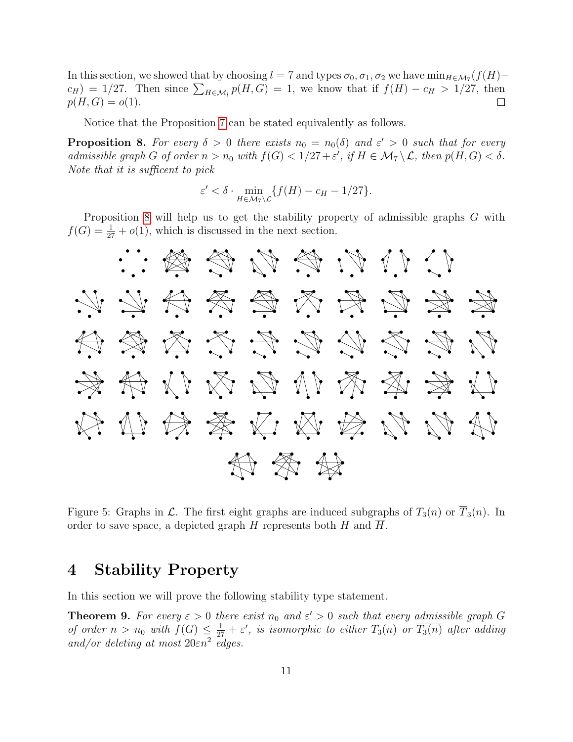In this section, we showed that by choosing $l = 7$ and types $\sigma_0, \sigma_1, \sigma_2$ we have $\min_{H \in \mathcal{M}_7}(f(H) - c_H) = 1/27$. Then since $\sum_{H \in \mathcal{M}_l} p(H,G) = 1$, we know that if $f(H) - c_H > 1/27$, then $p(H,G) = o(1)$. □

Notice that the Proposition 7 can be stated equivalently as follows.

**Proposition 8.** *For every $\delta > 0$ there exists $n_0 = n_0(\delta)$ and $\varepsilon' > 0$ such that for every admissible graph $G$ of order $n > n_0$ with $f(G) < 1/27 + \varepsilon'$, if $H \in \mathcal{M}_7 \setminus \mathcal{L}$, then $p(H,G) < \delta$. Note that it is suffícent to pick*

$$\varepsilon' < \delta \cdot \min_{H \in \mathcal{M}_7 \setminus \mathcal{L}} \{f(H) - c_H - 1/27\}.$$

Proposition 8 will help us to get the stability property of admissible graphs $G$ with $f(G) = \frac{1}{27} + o(1)$, which is discussed in the next section.

Figure 5: Graphs in $\mathcal{L}$. The first eight graphs are induced subgraphs of $T_3(n)$ or $\overline{T}_3(n)$. In order to save space, a depicted graph $H$ represents both $H$ and $\overline{H}$.

# 4 Stability Property

In this section we will prove the following stability type statement.

**Theorem 9.** *For every $\varepsilon > 0$ there exist $n_0$ and $\varepsilon' > 0$ such that every admissible graph $G$ of order $n > n_0$ with $f(G) \leq \frac{1}{27} + \varepsilon'$, is isomorphic to either $T_3(n)$ or $\overline{T_3(n)}$ after adding and/or deleting at most $20\varepsilon n^2$ edges.*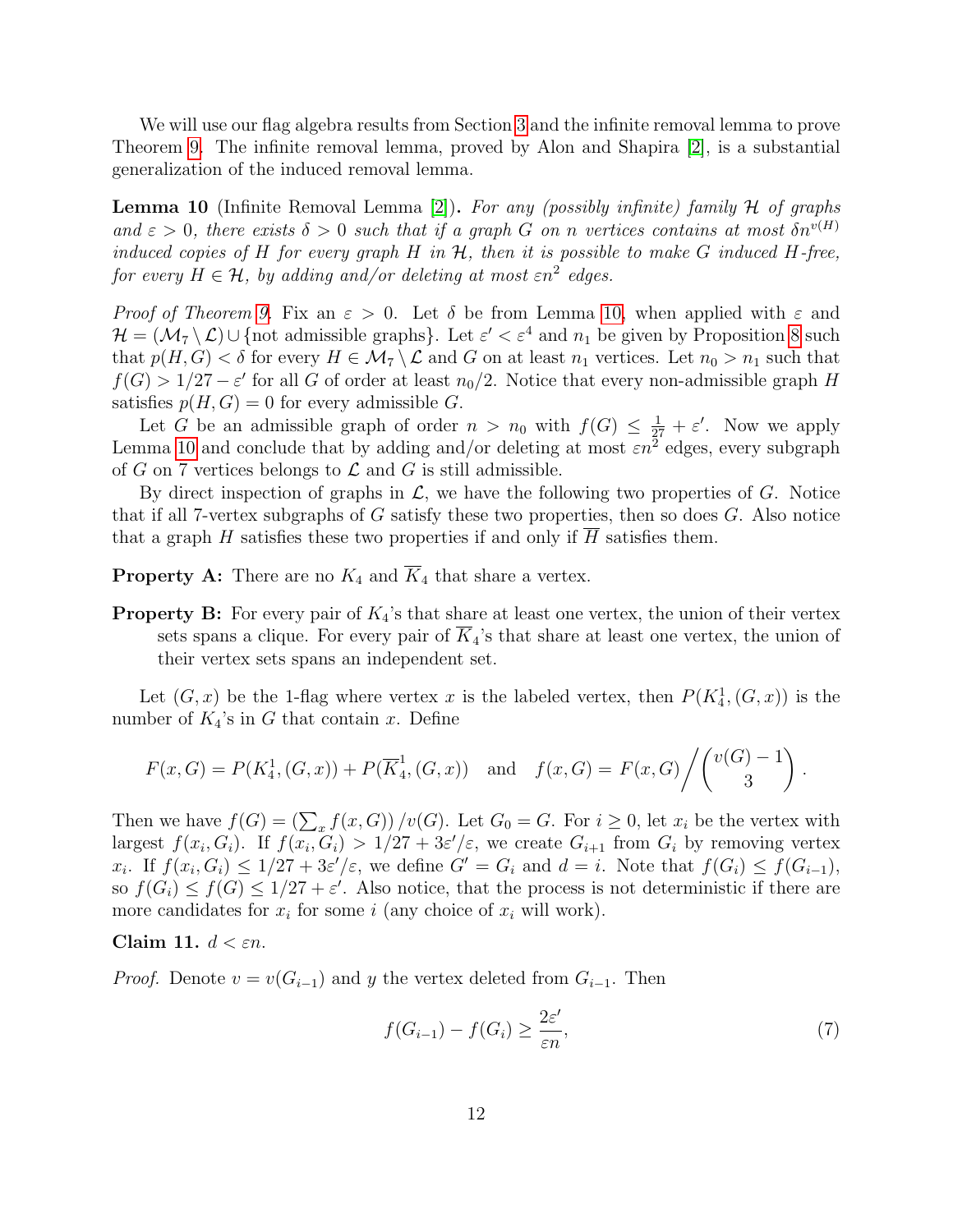We will use our flag algebra results from Section 3 and the infinite removal lemma to prove Theorem 9. The infinite removal lemma, proved by Alon and Shapira [2], is a substantial generalization of the induced removal lemma.

**Lemma 10** (Infinite Removal Lemma [2])**.** *For any (possibly infinite) family $\mathcal{H}$ of graphs and $\varepsilon > 0$, there exists $\delta > 0$ such that if a graph $G$ on $n$ vertices contains at most $\delta n^{v(H)}$ induced copies of $H$ for every graph $H$ in $\mathcal{H}$, then it is possible to make $G$ induced $H$-free, for every $H \in \mathcal{H}$, by adding and/or deleting at most $\varepsilon n^2$ edges.*

*Proof of Theorem 9.* Fix an $\varepsilon > 0$. Let $\delta$ be from Lemma 10, when applied with $\varepsilon$ and $\mathcal{H} = (\mathcal{M}_7 \setminus \mathcal{L}) \cup \{\text{not admissible graphs}\}$. Let $\varepsilon' < \varepsilon^4$ and $n_1$ be given by Proposition 8 such that $p(H,G) < \delta$ for every $H \in \mathcal{M}_7 \setminus \mathcal{L}$ and $G$ on at least $n_1$ vertices. Let $n_0 > n_1$ such that $f(G) > 1/27 - \varepsilon'$ for all $G$ of order at least $n_0/2$. Notice that every non-admissible graph $H$ satisfies $p(H,G) = 0$ for every admissible $G$.

Let $G$ be an admissible graph of order $n > n_0$ with $f(G) \leq \frac{1}{27} + \varepsilon'$. Now we apply Lemma 10 and conclude that by adding and/or deleting at most $\varepsilon n^2$ edges, every subgraph of $G$ on 7 vertices belongs to $\mathcal{L}$ and $G$ is still admissible.

By direct inspection of graphs in $\mathcal{L}$, we have the following two properties of $G$. Notice that if all 7-vertex subgraphs of $G$ satisfy these two properties, then so does $G$. Also notice that a graph $H$ satisfies these two properties if and only if $\overline{H}$ satisfies them.

**Property A:** There are no $K_4$ and $\overline{K}_4$ that share a vertex.

**Property B:** For every pair of $K_4$'s that share at least one vertex, the union of their vertex sets spans a clique. For every pair of $\overline{K}_4$'s that share at least one vertex, the union of their vertex sets spans an independent set.

Let $(G,x)$ be the 1-flag where vertex $x$ is the labeled vertex, then $P(K_4^1,(G,x))$ is the number of $K_4$'s in $G$ that contain $x$. Define

$$F(x,G) = P(K_4^1,(G,x)) + P(\overline{K}_4^1,(G,x)) \quad \text{and} \quad f(x,G) = F(x,G) \Big/ \binom{v(G)-1}{3}.$$

Then we have $f(G) = \left(\sum_x f(x,G)\right)/v(G)$. Let $G_0 = G$. For $i \geq 0$, let $x_i$ be the vertex with largest $f(x_i,G_i)$. If $f(x_i,G_i) > 1/27 + 3\varepsilon'/\varepsilon$, we create $G_{i+1}$ from $G_i$ by removing vertex $x_i$. If $f(x_i,G_i) \leq 1/27 + 3\varepsilon'/\varepsilon$, we define $G' = G_i$ and $d = i$. Note that $f(G_i) \leq f(G_{i-1})$, so $f(G_i) \leq f(G) \leq 1/27 + \varepsilon'$. Also notice, that the process is not deterministic if there are more candidates for $x_i$ for some $i$ (any choice of $x_i$ will work).

**Claim 11.** $d < \varepsilon n$.

*Proof.* Denote $v = v(G_{i-1})$ and $y$ the vertex deleted from $G_{i-1}$. Then

$$f(G_{i-1}) - f(G_i) \geq \frac{2\varepsilon'}{\varepsilon n}, \tag{7}$$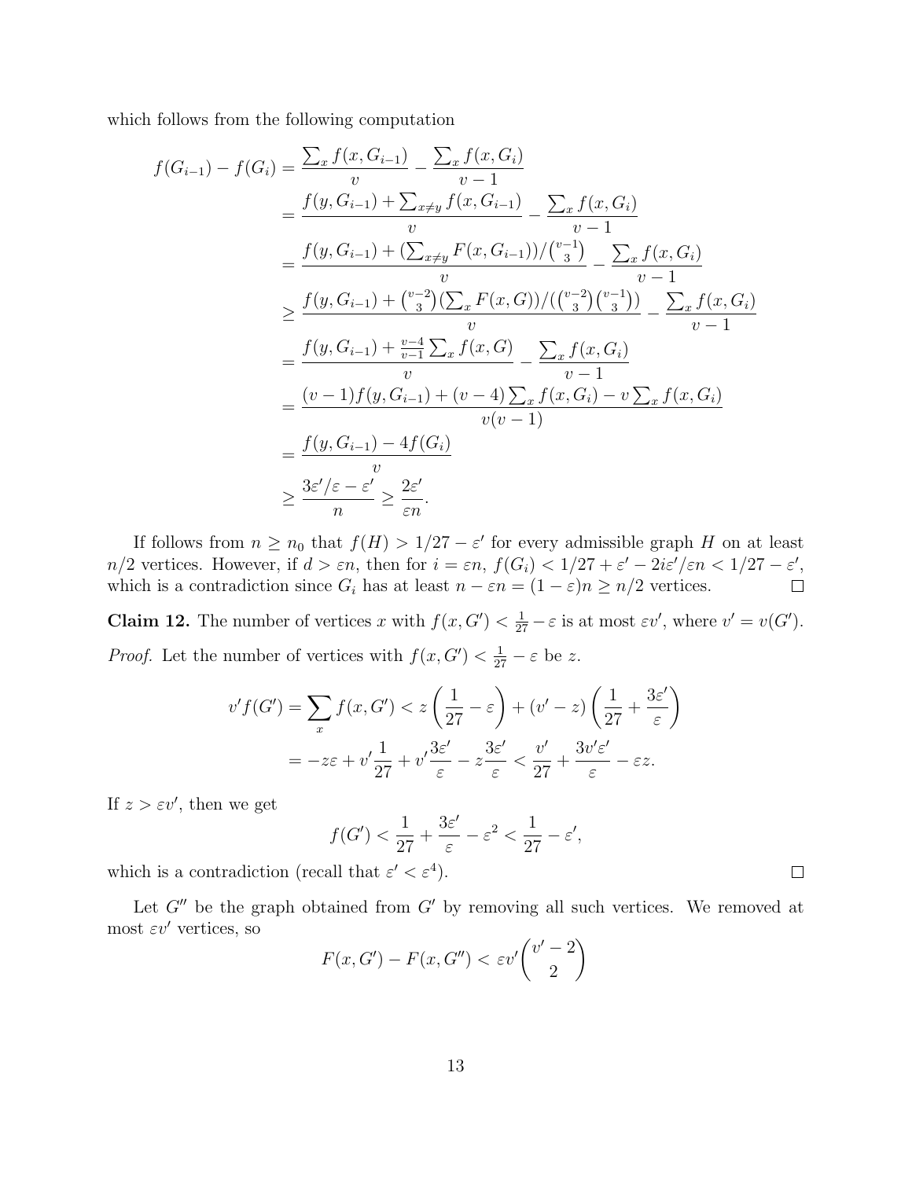which follows from the following computation

$$
\begin{aligned}
f(G_{i-1}) - f(G_i) &= \frac{\sum_x f(x, G_{i-1})}{v} - \frac{\sum_x f(x, G_i)}{v-1} \\
&= \frac{f(y, G_{i-1}) + \sum_{x \neq y} f(x, G_{i-1})}{v} - \frac{\sum_x f(x, G_i)}{v-1} \\
&= \frac{f(y, G_{i-1}) + (\sum_{x \neq y} F(x, G_{i-1}))/\binom{v-1}{3}}{v} - \frac{\sum_x f(x, G_i)}{v-1} \\
&\geq \frac{f(y, G_{i-1}) + \binom{v-2}{3}(\sum_x F(x, G))/(\binom{v-2}{3}\binom{v-1}{3})}{v} - \frac{\sum_x f(x, G_i)}{v-1} \\
&= \frac{f(y, G_{i-1}) + \frac{v-4}{v-1}\sum_x f(x, G)}{v} - \frac{\sum_x f(x, G_i)}{v-1} \\
&= \frac{(v-1)f(y, G_{i-1}) + (v-4)\sum_x f(x, G_i) - v\sum_x f(x, G_i)}{v(v-1)} \\
&= \frac{f(y, G_{i-1}) - 4f(G_i)}{v} \\
&\geq \frac{3\varepsilon'/\varepsilon - \varepsilon'}{n} \geq \frac{2\varepsilon'}{\varepsilon n}.
\end{aligned}
$$

If follows from $n \geq n_0$ that $f(H) > 1/27 - \varepsilon'$ for every admissible graph $H$ on at least $n/2$ vertices. However, if $d > \varepsilon n$, then for $i = \varepsilon n$, $f(G_i) < 1/27 + \varepsilon' - 2i\varepsilon'/\varepsilon n < 1/27 - \varepsilon'$, which is a contradiction since $G_i$ has at least $n - \varepsilon n = (1-\varepsilon)n \geq n/2$ vertices. $\square$

**Claim 12.** The number of vertices $x$ with $f(x, G') < \frac{1}{27} - \varepsilon$ is at most $\varepsilon v'$, where $v' = v(G')$.

*Proof.* Let the number of vertices with $f(x, G') < \frac{1}{27} - \varepsilon$ be $z$.

$$
\begin{aligned}
v' f(G') = \sum_x f(x, G') &< z\left(\frac{1}{27} - \varepsilon\right) + (v' - z)\left(\frac{1}{27} + \frac{3\varepsilon'}{\varepsilon}\right) \\
&= -z\varepsilon + v'\frac{1}{27} + v'\frac{3\varepsilon'}{\varepsilon} - z\frac{3\varepsilon'}{\varepsilon} < \frac{v'}{27} + \frac{3v'\varepsilon'}{\varepsilon} - \varepsilon z.
\end{aligned}
$$

If $z > \varepsilon v'$, then we get

$$
f(G') < \frac{1}{27} + \frac{3\varepsilon'}{\varepsilon} - \varepsilon^2 < \frac{1}{27} - \varepsilon',
$$

which is a contradiction (recall that $\varepsilon' < \varepsilon^4$). $\square$

Let $G''$ be the graph obtained from $G'$ by removing all such vertices. We removed at most $\varepsilon v'$ vertices, so

$$
F(x, G') - F(x, G'') < \varepsilon v' \binom{v'-2}{2}
$$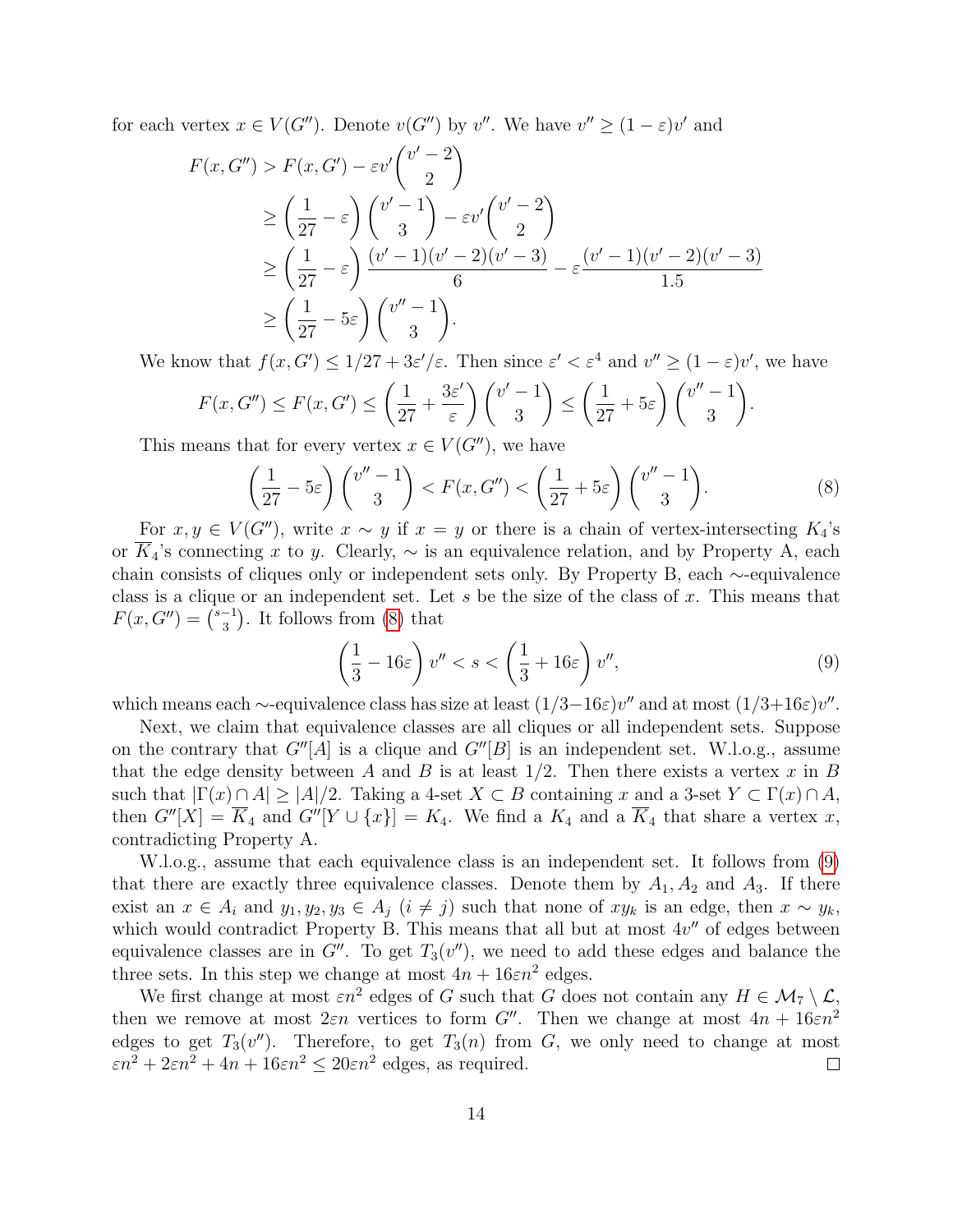for each vertex $x \in V(G'')$. Denote $v(G'')$ by $v''$. We have $v'' \geq (1-\varepsilon)v'$ and

$$
\begin{aligned}
F(x, G'') &> F(x, G') - \varepsilon v' \binom{v'-2}{2} \\
&\geq \left(\frac{1}{27} - \varepsilon\right) \binom{v'-1}{3} - \varepsilon v' \binom{v'-2}{2} \\
&\geq \left(\frac{1}{27} - \varepsilon\right) \frac{(v'-1)(v'-2)(v'-3)}{6} - \varepsilon \frac{(v'-1)(v'-2)(v'-3)}{1.5} \\
&\geq \left(\frac{1}{27} - 5\varepsilon\right) \binom{v''-1}{3}.
\end{aligned}
$$

We know that $f(x, G') \leq 1/27 + 3\varepsilon'/\varepsilon$. Then since $\varepsilon' < \varepsilon^4$ and $v'' \geq (1-\varepsilon)v'$, we have

$$
F(x, G'') \leq F(x, G') \leq \left(\frac{1}{27} + \frac{3\varepsilon'}{\varepsilon}\right) \binom{v'-1}{3} \leq \left(\frac{1}{27} + 5\varepsilon\right) \binom{v''-1}{3}.
$$

This means that for every vertex $x \in V(G'')$, we have

$$
\left(\frac{1}{27} - 5\varepsilon\right) \binom{v''-1}{3} < F(x, G'') < \left(\frac{1}{27} + 5\varepsilon\right) \binom{v''-1}{3}. \tag{8}
$$

For $x, y \in V(G'')$, write $x \sim y$ if $x = y$ or there is a chain of vertex-intersecting $K_4$'s or $\overline{K}_4$'s connecting $x$ to $y$. Clearly, $\sim$ is an equivalence relation, and by Property A, each chain consists of cliques only or independent sets only. By Property B, each $\sim$-equivalence class is a clique or an independent set. Let $s$ be the size of the class of $x$. This means that $F(x, G'') = \binom{s-1}{3}$. It follows from (8) that

$$
\left(\frac{1}{3} - 16\varepsilon\right) v'' < s < \left(\frac{1}{3} + 16\varepsilon\right) v'', \tag{9}
$$

which means each $\sim$-equivalence class has size at least $(1/3 - 16\varepsilon)v''$ and at most $(1/3 + 16\varepsilon)v''$.

Next, we claim that equivalence classes are all cliques or all independent sets. Suppose on the contrary that $G''[A]$ is a clique and $G''[B]$ is an independent set. W.l.o.g., assume that the edge density between $A$ and $B$ is at least $1/2$. Then there exists a vertex $x$ in $B$ such that $|\Gamma(x) \cap A| \geq |A|/2$. Taking a 4-set $X \subset B$ containing $x$ and a 3-set $Y \subset \Gamma(x) \cap A$, then $G''[X] = \overline{K}_4$ and $G''[Y \cup \{x\}] = K_4$. We find a $K_4$ and a $\overline{K}_4$ that share a vertex $x$, contradicting Property A.

W.l.o.g., assume that each equivalence class is an independent set. It follows from (9) that there are exactly three equivalence classes. Denote them by $A_1, A_2$ and $A_3$. If there exist an $x \in A_i$ and $y_1, y_2, y_3 \in A_j$ $(i \neq j)$ such that none of $xy_k$ is an edge, then $x \sim y_k$, which would contradict Property B. This means that all but at most $4v''$ of edges between equivalence classes are in $G''$. To get $T_3(v'')$, we need to add these edges and balance the three sets. In this step we change at most $4n + 16\varepsilon n^2$ edges.

We first change at most $\varepsilon n^2$ edges of $G$ such that $G$ does not contain any $H \in \mathcal{M}_7 \setminus \mathcal{L}$, then we remove at most $2\varepsilon n$ vertices to form $G''$. Then we change at most $4n + 16\varepsilon n^2$ edges to get $T_3(v'')$. Therefore, to get $T_3(n)$ from $G$, we only need to change at most $\varepsilon n^2 + 2\varepsilon n^2 + 4n + 16\varepsilon n^2 \leq 20\varepsilon n^2$ edges, as required. $\square$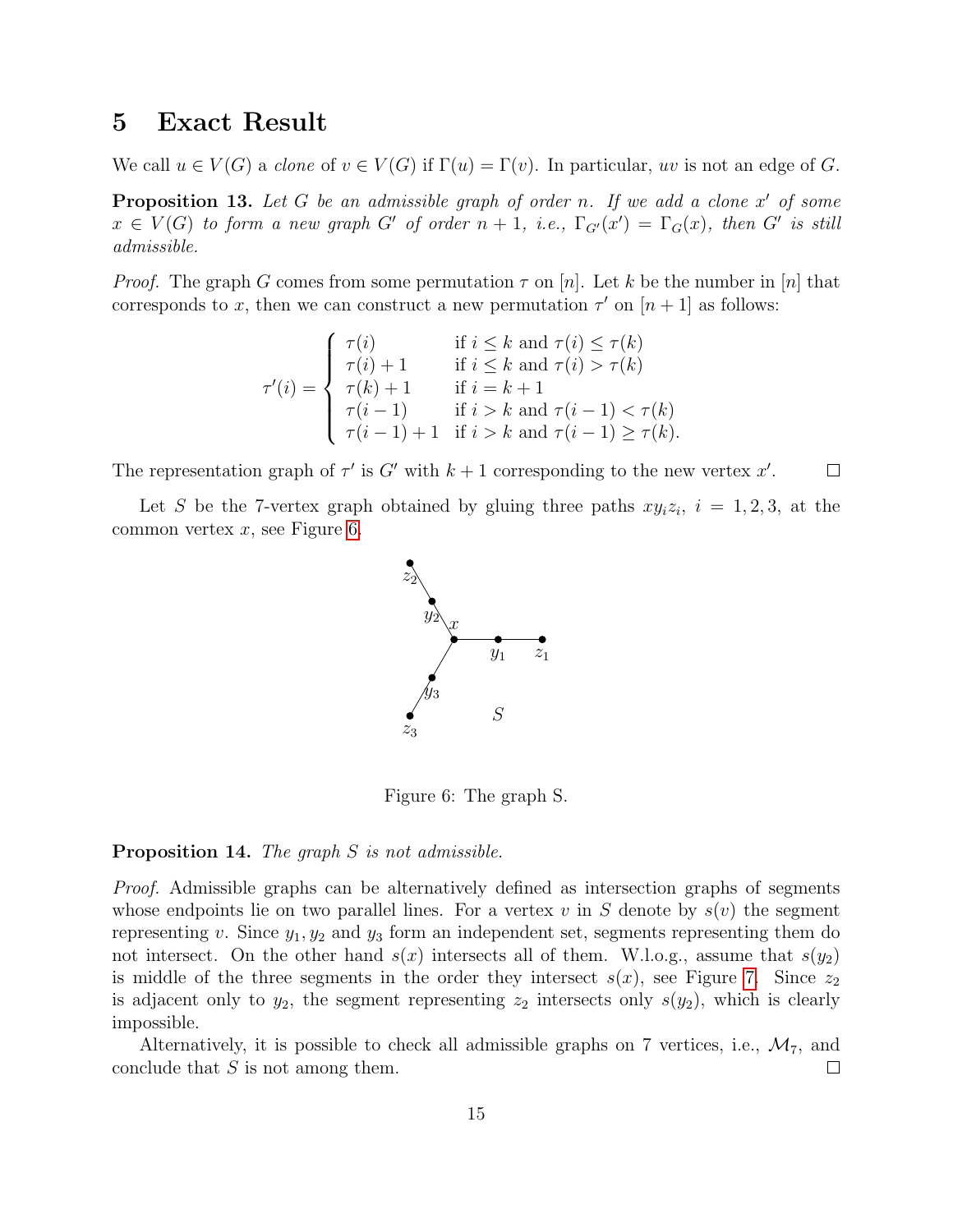## 5 Exact Result

We call $u \in V(G)$ a *clone* of $v \in V(G)$ if $\Gamma(u) = \Gamma(v)$. In particular, $uv$ is not an edge of $G$.

**Proposition 13.** *Let $G$ be an admissible graph of order $n$. If we add a clone $x'$ of some $x \in V(G)$ to form a new graph $G'$ of order $n+1$, i.e., $\Gamma_{G'}(x') = \Gamma_G(x)$, then $G'$ is still admissible.*

*Proof.* The graph $G$ comes from some permutation $\tau$ on $[n]$. Let $k$ be the number in $[n]$ that corresponds to $x$, then we can construct a new permutation $\tau'$ on $[n+1]$ as follows:

$$\tau'(i) = \begin{cases} \tau(i) & \text{if } i \leq k \text{ and } \tau(i) \leq \tau(k) \\ \tau(i)+1 & \text{if } i \leq k \text{ and } \tau(i) > \tau(k) \\ \tau(k)+1 & \text{if } i = k+1 \\ \tau(i-1) & \text{if } i > k \text{ and } \tau(i-1) < \tau(k) \\ \tau(i-1)+1 & \text{if } i > k \text{ and } \tau(i-1) \geq \tau(k). \end{cases}$$

The representation graph of $\tau'$ is $G'$ with $k+1$ corresponding to the new vertex $x'$. $\square$

Let $S$ be the 7-vertex graph obtained by gluing three paths $xy_iz_i$, $i = 1, 2, 3$, at the common vertex $x$, see Figure 6.

Figure 6: The graph S.

**Proposition 14.** *The graph $S$ is not admissible.*

*Proof.* Admissible graphs can be alternatively defined as intersection graphs of segments whose endpoints lie on two parallel lines. For a vertex $v$ in $S$ denote by $s(v)$ the segment representing $v$. Since $y_1, y_2$ and $y_3$ form an independent set, segments representing them do not intersect. On the other hand $s(x)$ intersects all of them. W.l.o.g., assume that $s(y_2)$ is middle of the three segments in the order they intersect $s(x)$, see Figure 7. Since $z_2$ is adjacent only to $y_2$, the segment representing $z_2$ intersects only $s(y_2)$, which is clearly impossible.

Alternatively, it is possible to check all admissible graphs on 7 vertices, i.e., $\mathcal{M}_7$, and conclude that $S$ is not among them. $\square$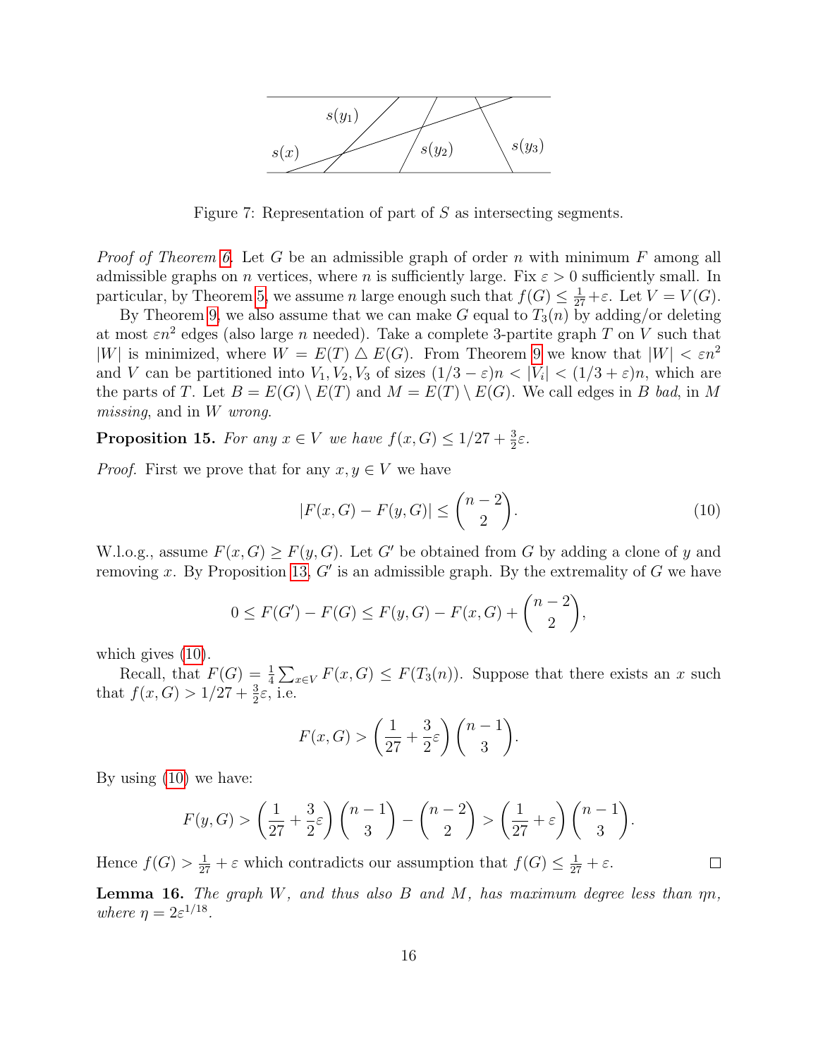Figure 7: Representation of part of $S$ as intersecting segments.

*Proof of Theorem 6.* Let $G$ be an admissible graph of order $n$ with minimum $F$ among all admissible graphs on $n$ vertices, where $n$ is sufficiently large. Fix $\varepsilon > 0$ sufficiently small. In particular, by Theorem 5, we assume $n$ large enough such that $f(G) \leq \frac{1}{27} + \varepsilon$. Let $V = V(G)$.

By Theorem 9, we also assume that we can make $G$ equal to $T_3(n)$ by adding/or deleting at most $\varepsilon n^2$ edges (also large $n$ needed). Take a complete 3-partite graph $T$ on $V$ such that $|W|$ is minimized, where $W = E(T) \triangle E(G)$. From Theorem 9 we know that $|W| < \varepsilon n^2$ and $V$ can be partitioned into $V_1, V_2, V_3$ of sizes $(1/3 - \varepsilon)n < |V_i| < (1/3 + \varepsilon)n$, which are the parts of $T$. Let $B = E(G) \setminus E(T)$ and $M = E(T) \setminus E(G)$. We call edges in $B$ *bad*, in $M$ *missing*, and in $W$ *wrong*.

**Proposition 15.** *For any $x \in V$ we have $f(x, G) \leq 1/27 + \frac{3}{2}\varepsilon$.*

*Proof.* First we prove that for any $x, y \in V$ we have

$$|F(x, G) - F(y, G)| \leq \binom{n-2}{2}. \tag{10}$$

W.l.o.g., assume $F(x, G) \geq F(y, G)$. Let $G'$ be obtained from $G$ by adding a clone of $y$ and removing $x$. By Proposition 13, $G'$ is an admissible graph. By the extremality of $G$ we have

$$0 \leq F(G') - F(G) \leq F(y, G) - F(x, G) + \binom{n-2}{2},$$

which gives (10).

Recall, that $F(G) = \frac{1}{4}\sum_{x \in V} F(x, G) \leq F(T_3(n))$. Suppose that there exists an $x$ such that $f(x, G) > 1/27 + \frac{3}{2}\varepsilon$, i.e.

$$F(x, G) > \left(\frac{1}{27} + \frac{3}{2}\varepsilon\right)\binom{n-1}{3}.$$

By using (10) we have:

$$F(y, G) > \left(\frac{1}{27} + \frac{3}{2}\varepsilon\right)\binom{n-1}{3} - \binom{n-2}{2} > \left(\frac{1}{27} + \varepsilon\right)\binom{n-1}{3}.$$

Hence $f(G) > \frac{1}{27} + \varepsilon$ which contradicts our assumption that $f(G) \leq \frac{1}{27} + \varepsilon$. ◻

**Lemma 16.** *The graph $W$, and thus also $B$ and $M$, has maximum degree less than $\eta n$, where $\eta = 2\varepsilon^{1/18}$.*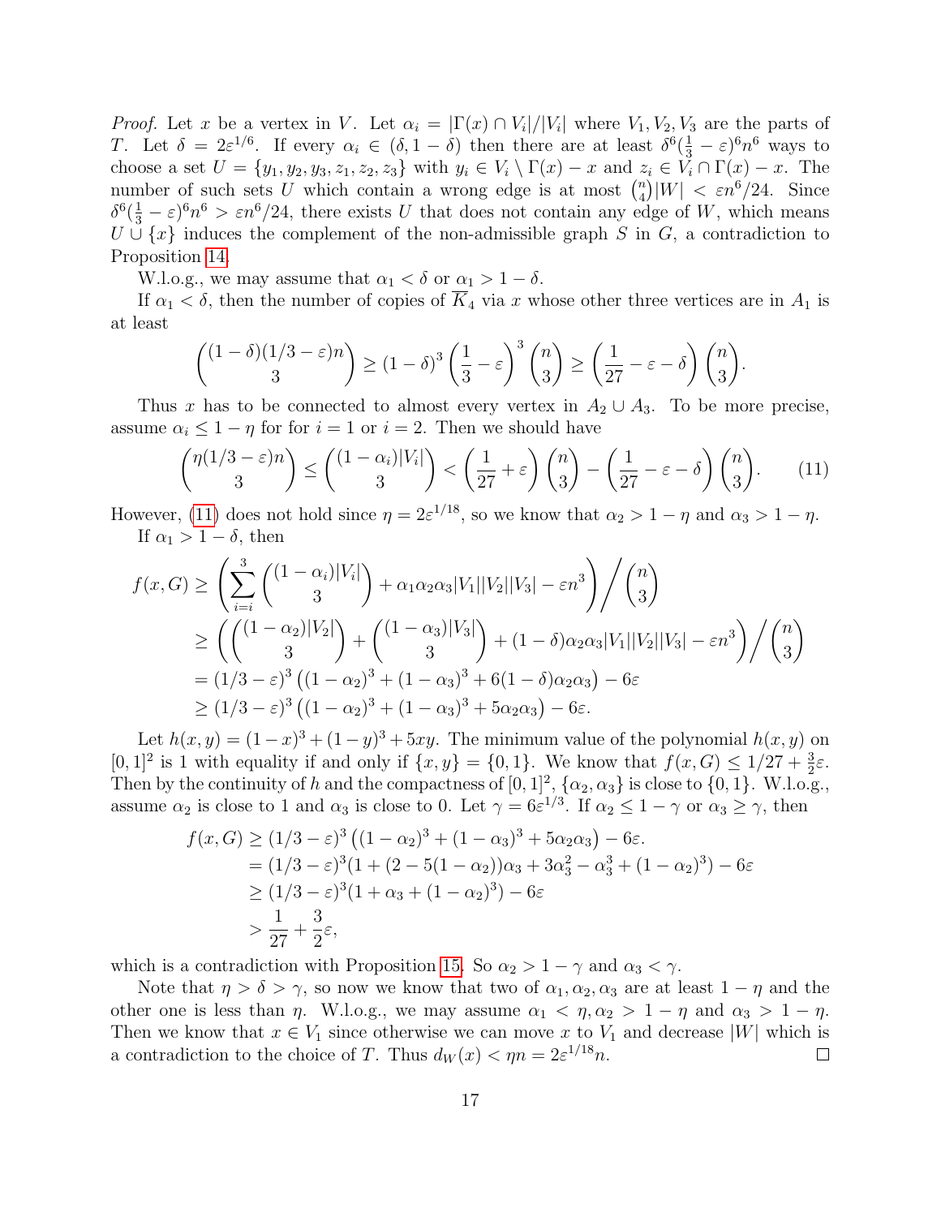*Proof.* Let $x$ be a vertex in $V$. Let $\alpha_i = |\Gamma(x) \cap V_i|/|V_i|$ where $V_1, V_2, V_3$ are the parts of $T$. Let $\delta = 2\varepsilon^{1/6}$. If every $\alpha_i \in (\delta, 1-\delta)$ then there are at least $\delta^6(\frac{1}{3}-\varepsilon)^6 n^6$ ways to choose a set $U = \{y_1, y_2, y_3, z_1, z_2, z_3\}$ with $y_i \in V_i \setminus \Gamma(x) - x$ and $z_i \in V_i \cap \Gamma(x) - x$. The number of such sets $U$ which contain a wrong edge is at most $\binom{n}{4}|W| < \varepsilon n^6/24$. Since $\delta^6(\frac{1}{3}-\varepsilon)^6 n^6 > \varepsilon n^6/24$, there exists $U$ that does not contain any edge of $W$, which means $U \cup \{x\}$ induces the complement of the non-admissible graph $S$ in $G$, a contradiction to Proposition 14.

W.l.o.g., we may assume that $\alpha_1 < \delta$ or $\alpha_1 > 1-\delta$.

If $\alpha_1 < \delta$, then the number of copies of $\overline{K}_4$ via $x$ whose other three vertices are in $A_1$ is at least

$$\binom{(1-\delta)(1/3-\varepsilon)n}{3} \geq (1-\delta)^3\left(\frac{1}{3}-\varepsilon\right)^3\binom{n}{3} \geq \left(\frac{1}{27}-\varepsilon-\delta\right)\binom{n}{3}.$$

Thus $x$ has to be connected to almost every vertex in $A_2 \cup A_3$. To be more precise, assume $\alpha_i \leq 1-\eta$ for for $i=1$ or $i=2$. Then we should have

$$\binom{\eta(1/3-\varepsilon)n}{3} \leq \binom{(1-\alpha_i)|V_i|}{3} < \left(\frac{1}{27}+\varepsilon\right)\binom{n}{3} - \left(\frac{1}{27}-\varepsilon-\delta\right)\binom{n}{3}. \tag{11}$$

However, (11) does not hold since $\eta = 2\varepsilon^{1/18}$, so we know that $\alpha_2 > 1-\eta$ and $\alpha_3 > 1-\eta$.

If $\alpha_1 > 1-\delta$, then

$$\begin{aligned}
f(x,G) &\geq \left(\sum_{i=i}^{3}\binom{(1-\alpha_i)|V_i|}{3} + \alpha_1\alpha_2\alpha_3|V_1||V_2||V_3| - \varepsilon n^3\right)\Bigg/\binom{n}{3} \\
&\geq \left(\binom{(1-\alpha_2)|V_2|}{3} + \binom{(1-\alpha_3)|V_3|}{3} + (1-\delta)\alpha_2\alpha_3|V_1||V_2||V_3| - \varepsilon n^3\right)\Bigg/\binom{n}{3} \\
&= (1/3-\varepsilon)^3\left((1-\alpha_2)^3 + (1-\alpha_3)^3 + 6(1-\delta)\alpha_2\alpha_3\right) - 6\varepsilon \\
&\geq (1/3-\varepsilon)^3\left((1-\alpha_2)^3 + (1-\alpha_3)^3 + 5\alpha_2\alpha_3\right) - 6\varepsilon.
\end{aligned}$$

Let $h(x,y) = (1-x)^3 + (1-y)^3 + 5xy$. The minimum value of the polynomial $h(x,y)$ on $[0,1]^2$ is 1 with equality if and only if $\{x,y\} = \{0,1\}$. We know that $f(x,G) \leq 1/27 + \frac{3}{2}\varepsilon$. Then by the continuity of $h$ and the compactness of $[0,1]^2$, $\{\alpha_2, \alpha_3\}$ is close to $\{0,1\}$. W.l.o.g., assume $\alpha_2$ is close to 1 and $\alpha_3$ is close to 0. Let $\gamma = 6\varepsilon^{1/3}$. If $\alpha_2 \leq 1-\gamma$ or $\alpha_3 \geq \gamma$, then

$$\begin{aligned}
f(x,G) &\geq (1/3-\varepsilon)^3\left((1-\alpha_2)^3 + (1-\alpha_3)^3 + 5\alpha_2\alpha_3\right) - 6\varepsilon. \\
&= (1/3-\varepsilon)^3(1 + (2-5(1-\alpha_2))\alpha_3 + 3\alpha_3^2 - \alpha_3^3 + (1-\alpha_2)^3) - 6\varepsilon \\
&\geq (1/3-\varepsilon)^3(1 + \alpha_3 + (1-\alpha_2)^3) - 6\varepsilon \\
&> \frac{1}{27} + \frac{3}{2}\varepsilon,
\end{aligned}$$

which is a contradiction with Proposition 15. So $\alpha_2 > 1-\gamma$ and $\alpha_3 < \gamma$.

Note that $\eta > \delta > \gamma$, so now we know that two of $\alpha_1, \alpha_2, \alpha_3$ are at least $1-\eta$ and the other one is less than $\eta$. W.l.o.g., we may assume $\alpha_1 < \eta, \alpha_2 > 1-\eta$ and $\alpha_3 > 1-\eta$. Then we know that $x \in V_1$ since otherwise we can move $x$ to $V_1$ and decrease $|W|$ which is a contradiction to the choice of $T$. Thus $d_W(x) < \eta n = 2\varepsilon^{1/18}n$. $\square$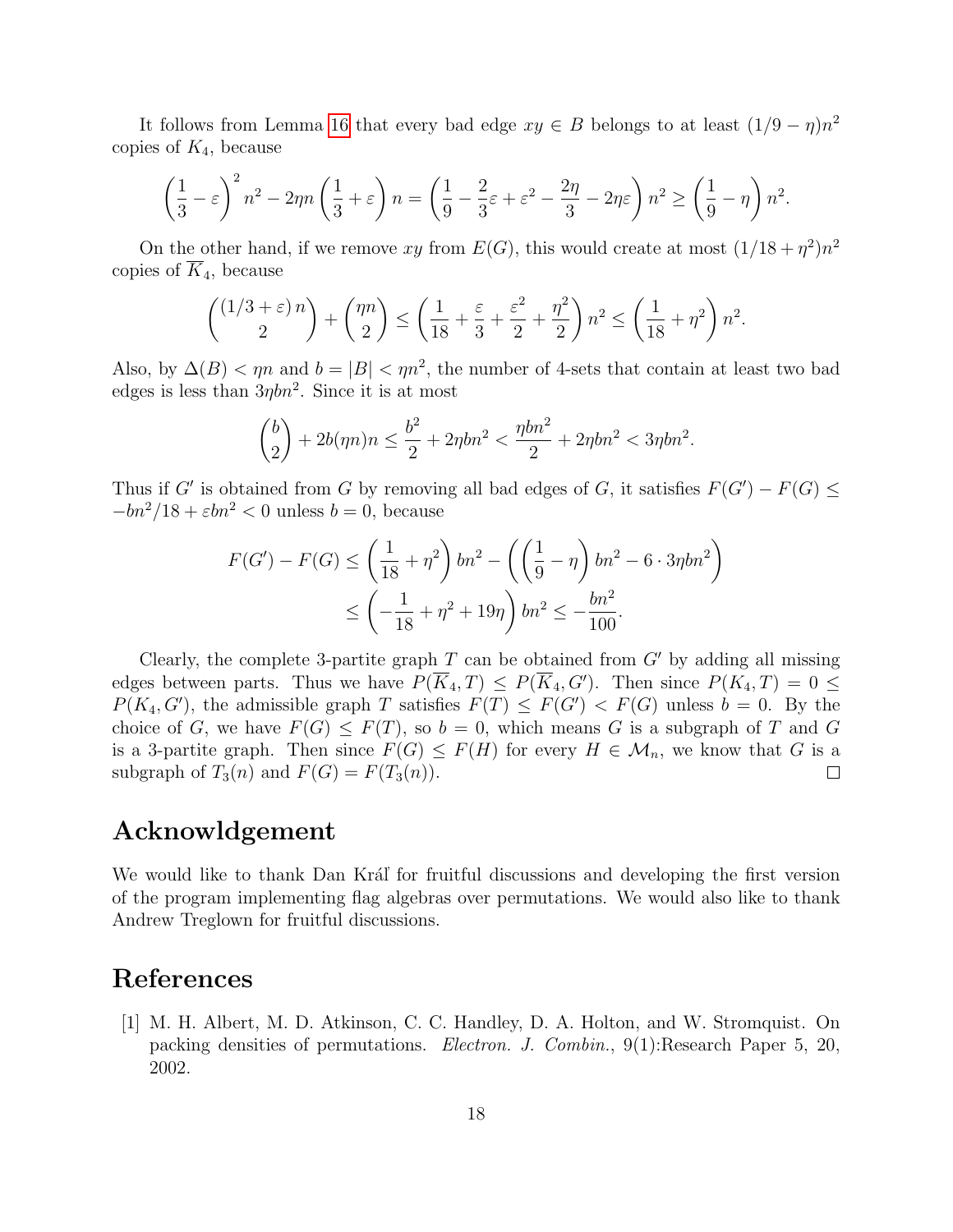It follows from Lemma 16 that every bad edge $xy \in B$ belongs to at least $(1/9 - \eta)n^2$ copies of $K_4$, because

$$\left(\frac{1}{3} - \varepsilon\right)^2 n^2 - 2\eta n \left(\frac{1}{3} + \varepsilon\right) n = \left(\frac{1}{9} - \frac{2}{3}\varepsilon + \varepsilon^2 - \frac{2\eta}{3} - 2\eta\varepsilon\right) n^2 \geq \left(\frac{1}{9} - \eta\right) n^2.$$

On the other hand, if we remove $xy$ from $E(G)$, this would create at most $(1/18 + \eta^2)n^2$ copies of $\overline{K}_4$, because

$$\binom{(1/3+\varepsilon)\,n}{2} + \binom{\eta n}{2} \leq \left(\frac{1}{18} + \frac{\varepsilon}{3} + \frac{\varepsilon^2}{2} + \frac{\eta^2}{2}\right) n^2 \leq \left(\frac{1}{18} + \eta^2\right) n^2.$$

Also, by $\Delta(B) < \eta n$ and $b = |B| < \eta n^2$, the number of 4-sets that contain at least two bad edges is less than $3\eta b n^2$. Since it is at most

$$\binom{b}{2} + 2b(\eta n)n \leq \frac{b^2}{2} + 2\eta b n^2 < \frac{\eta b n^2}{2} + 2\eta b n^2 < 3\eta b n^2.$$

Thus if $G'$ is obtained from $G$ by removing all bad edges of $G$, it satisfies $F(G') - F(G) \leq -bn^2/18 + \varepsilon b n^2 < 0$ unless $b = 0$, because

$$\begin{aligned}
F(G') - F(G) &\leq \left(\frac{1}{18} + \eta^2\right) bn^2 - \left(\left(\frac{1}{9} - \eta\right) bn^2 - 6 \cdot 3\eta b n^2\right) \\
&\leq \left(-\frac{1}{18} + \eta^2 + 19\eta\right) bn^2 \leq -\frac{bn^2}{100}.
\end{aligned}$$

Clearly, the complete 3-partite graph $T$ can be obtained from $G'$ by adding all missing edges between parts. Thus we have $P(\overline{K}_4, T) \leq P(\overline{K}_4, G')$. Then since $P(K_4, T) = 0 \leq P(K_4, G')$, the admissible graph $T$ satisfies $F(T) \leq F(G') < F(G)$ unless $b = 0$. By the choice of $G$, we have $F(G) \leq F(T)$, so $b = 0$, which means $G$ is a subgraph of $T$ and $G$ is a 3-partite graph. Then since $F(G) \leq F(H)$ for every $H \in \mathcal{M}_n$, we know that $G$ is a subgraph of $T_3(n)$ and $F(G) = F(T_3(n))$. □

## Acknowldgement

We would like to thank Dan Kráľ for fruitful discussions and developing the first version of the program implementing flag algebras over permutations. We would also like to thank Andrew Treglown for fruitful discussions.

## References

[1] M. H. Albert, M. D. Atkinson, C. C. Handley, D. A. Holton, and W. Stromquist. On packing densities of permutations. *Electron. J. Combin.*, 9(1):Research Paper 5, 20, 2002.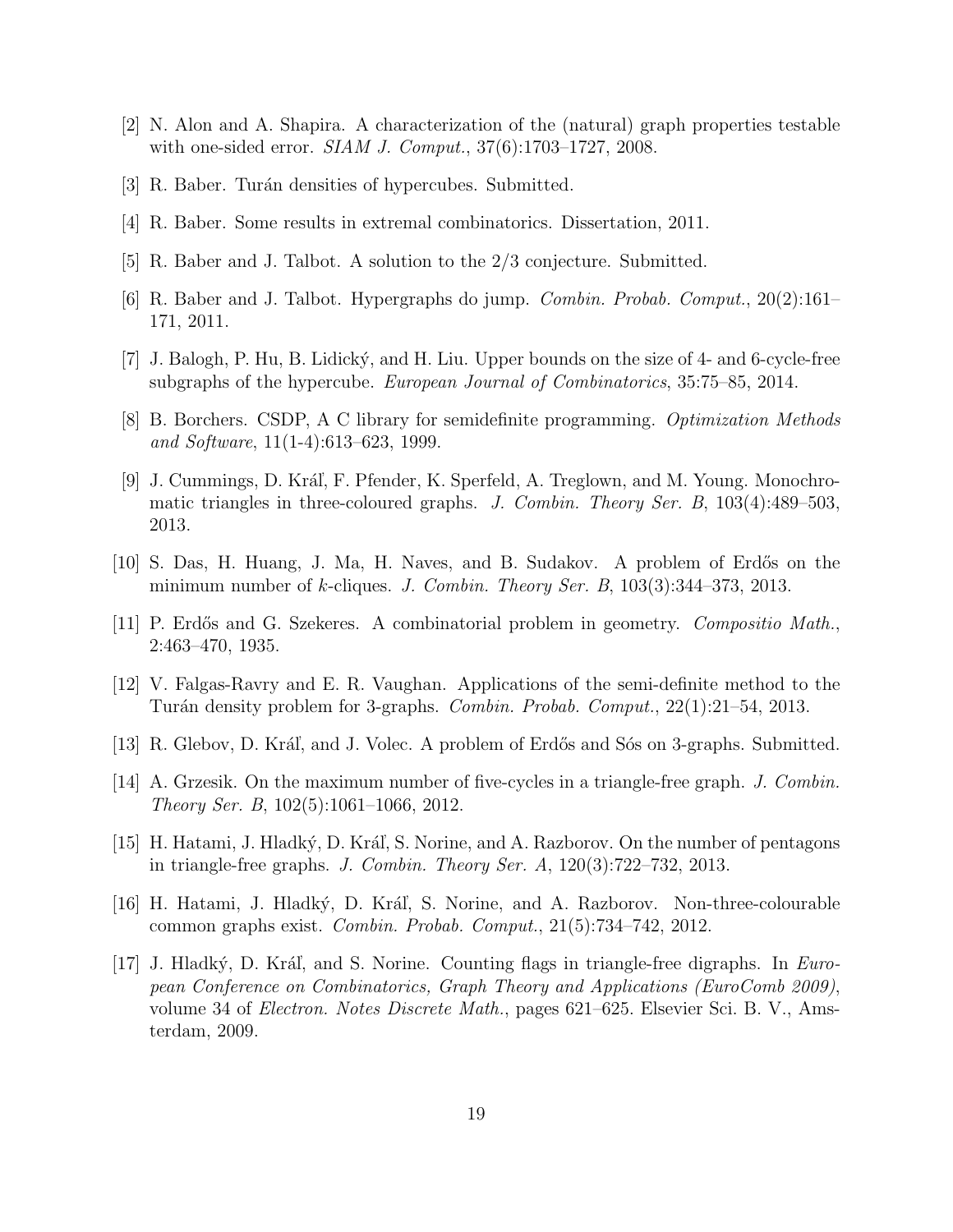[2] N. Alon and A. Shapira. A characterization of the (natural) graph properties testable with one-sided error. *SIAM J. Comput.*, 37(6):1703–1727, 2008.

[3] R. Baber. Turán densities of hypercubes. Submitted.

[4] R. Baber. Some results in extremal combinatorics. Dissertation, 2011.

[5] R. Baber and J. Talbot. A solution to the 2/3 conjecture. Submitted.

[6] R. Baber and J. Talbot. Hypergraphs do jump. *Combin. Probab. Comput.*, 20(2):161–171, 2011.

[7] J. Balogh, P. Hu, B. Lidický, and H. Liu. Upper bounds on the size of 4- and 6-cycle-free subgraphs of the hypercube. *European Journal of Combinatorics*, 35:75–85, 2014.

[8] B. Borchers. CSDP, A C library for semidefinite programming. *Optimization Methods and Software*, 11(1-4):613–623, 1999.

[9] J. Cummings, D. Kráľ, F. Pfender, K. Sperfeld, A. Treglown, and M. Young. Monochromatic triangles in three-coloured graphs. *J. Combin. Theory Ser. B*, 103(4):489–503, 2013.

[10] S. Das, H. Huang, J. Ma, H. Naves, and B. Sudakov. A problem of Erdős on the minimum number of $k$-cliques. *J. Combin. Theory Ser. B*, 103(3):344–373, 2013.

[11] P. Erdős and G. Szekeres. A combinatorial problem in geometry. *Compositio Math.*, 2:463–470, 1935.

[12] V. Falgas-Ravry and E. R. Vaughan. Applications of the semi-definite method to the Turán density problem for 3-graphs. *Combin. Probab. Comput.*, 22(1):21–54, 2013.

[13] R. Glebov, D. Kráľ, and J. Volec. A problem of Erdős and Sós on 3-graphs. Submitted.

[14] A. Grzesik. On the maximum number of five-cycles in a triangle-free graph. *J. Combin. Theory Ser. B*, 102(5):1061–1066, 2012.

[15] H. Hatami, J. Hladký, D. Kráľ, S. Norine, and A. Razborov. On the number of pentagons in triangle-free graphs. *J. Combin. Theory Ser. A*, 120(3):722–732, 2013.

[16] H. Hatami, J. Hladký, D. Kráľ, S. Norine, and A. Razborov. Non-three-colourable common graphs exist. *Combin. Probab. Comput.*, 21(5):734–742, 2012.

[17] J. Hladký, D. Kráľ, and S. Norine. Counting flags in triangle-free digraphs. In *European Conference on Combinatorics, Graph Theory and Applications (EuroComb 2009)*, volume 34 of *Electron. Notes Discrete Math.*, pages 621–625. Elsevier Sci. B. V., Amsterdam, 2009.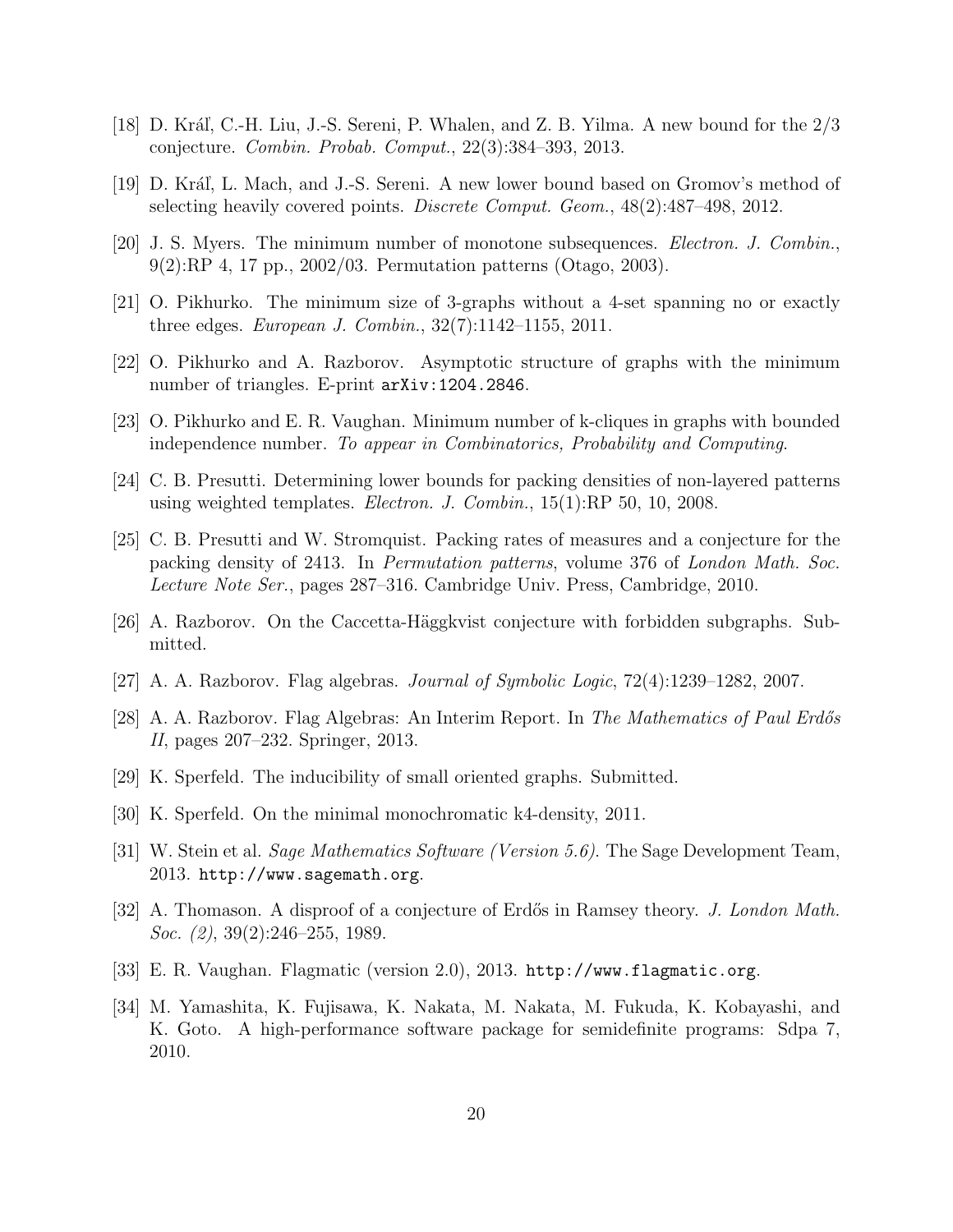[18] D. Kráľ, C.-H. Liu, J.-S. Sereni, P. Whalen, and Z. B. Yilma. A new bound for the 2/3 conjecture. *Combin. Probab. Comput.*, 22(3):384–393, 2013.

[19] D. Kráľ, L. Mach, and J.-S. Sereni. A new lower bound based on Gromov's method of selecting heavily covered points. *Discrete Comput. Geom.*, 48(2):487–498, 2012.

[20] J. S. Myers. The minimum number of monotone subsequences. *Electron. J. Combin.*, 9(2):RP 4, 17 pp., 2002/03. Permutation patterns (Otago, 2003).

[21] O. Pikhurko. The minimum size of 3-graphs without a 4-set spanning no or exactly three edges. *European J. Combin.*, 32(7):1142–1155, 2011.

[22] O. Pikhurko and A. Razborov. Asymptotic structure of graphs with the minimum number of triangles. E-print `arXiv:1204.2846`.

[23] O. Pikhurko and E. R. Vaughan. Minimum number of k-cliques in graphs with bounded independence number. *To appear in Combinatorics, Probability and Computing*.

[24] C. B. Presutti. Determining lower bounds for packing densities of non-layered patterns using weighted templates. *Electron. J. Combin.*, 15(1):RP 50, 10, 2008.

[25] C. B. Presutti and W. Stromquist. Packing rates of measures and a conjecture for the packing density of 2413. In *Permutation patterns*, volume 376 of *London Math. Soc. Lecture Note Ser.*, pages 287–316. Cambridge Univ. Press, Cambridge, 2010.

[26] A. Razborov. On the Caccetta-Häggkvist conjecture with forbidden subgraphs. Submitted.

[27] A. A. Razborov. Flag algebras. *Journal of Symbolic Logic*, 72(4):1239–1282, 2007.

[28] A. A. Razborov. Flag Algebras: An Interim Report. In *The Mathematics of Paul Erdős II*, pages 207–232. Springer, 2013.

[29] K. Sperfeld. The inducibility of small oriented graphs. Submitted.

[30] K. Sperfeld. On the minimal monochromatic k4-density, 2011.

[31] W. Stein et al. *Sage Mathematics Software (Version 5.6)*. The Sage Development Team, 2013. `http://www.sagemath.org`.

[32] A. Thomason. A disproof of a conjecture of Erdős in Ramsey theory. *J. London Math. Soc. (2)*, 39(2):246–255, 1989.

[33] E. R. Vaughan. Flagmatic (version 2.0), 2013. `http://www.flagmatic.org`.

[34] M. Yamashita, K. Fujisawa, K. Nakata, M. Nakata, M. Fukuda, K. Kobayashi, and K. Goto. A high-performance software package for semidefinite programs: Sdpa 7, 2010.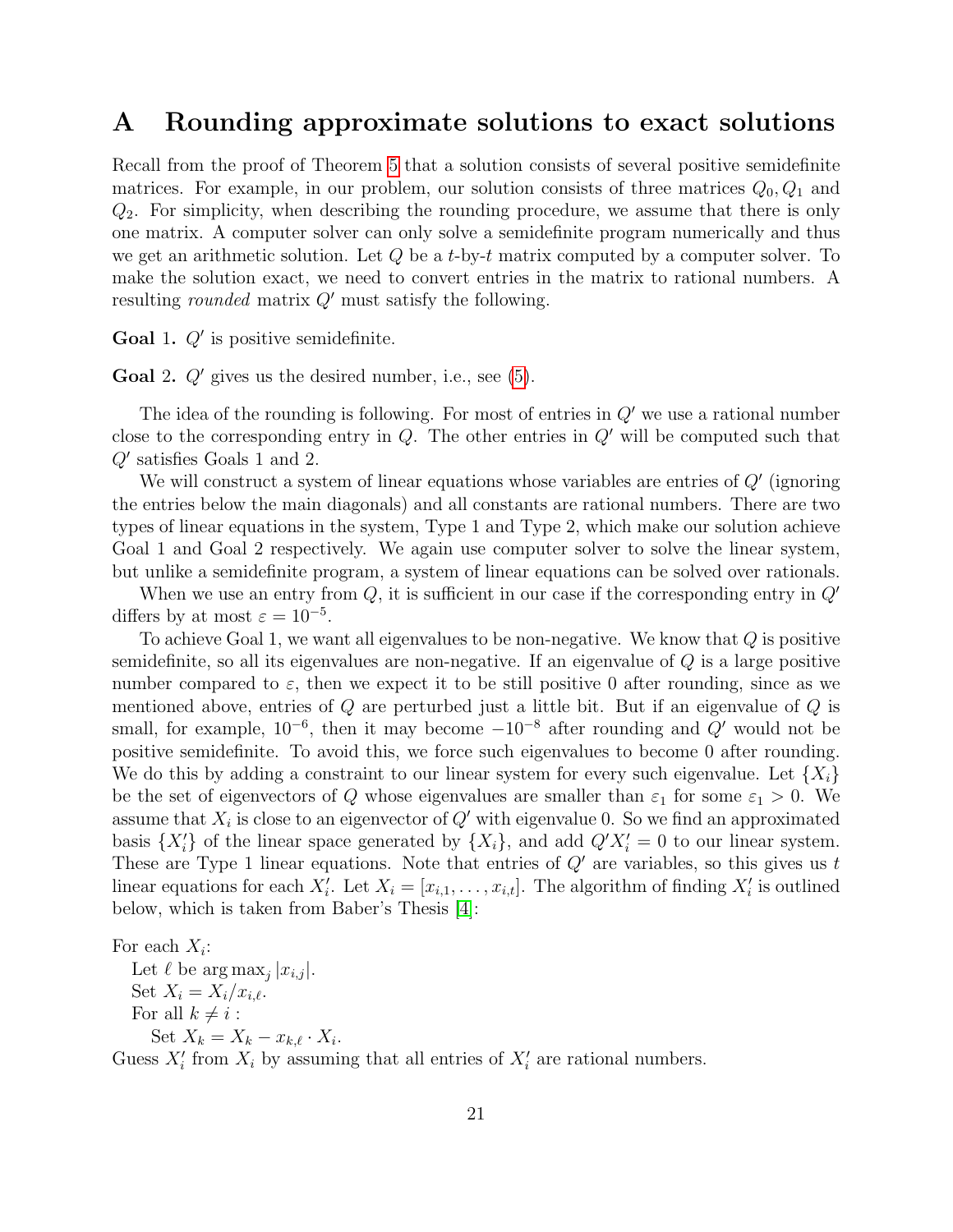## A Rounding approximate solutions to exact solutions

Recall from the proof of Theorem 5 that a solution consists of several positive semidefinite matrices. For example, in our problem, our solution consists of three matrices $Q_0, Q_1$ and $Q_2$. For simplicity, when describing the rounding procedure, we assume that there is only one matrix. A computer solver can only solve a semidefinite program numerically and thus we get an arithmetic solution. Let $Q$ be a $t$-by-$t$ matrix computed by a computer solver. To make the solution exact, we need to convert entries in the matrix to rational numbers. A resulting *rounded* matrix $Q'$ must satisfy the following.

**Goal** 1. $Q'$ is positive semidefinite.

**Goal** 2. $Q'$ gives us the desired number, i.e., see (5).

The idea of the rounding is following. For most of entries in $Q'$ we use a rational number close to the corresponding entry in $Q$. The other entries in $Q'$ will be computed such that $Q'$ satisfies Goals 1 and 2.

We will construct a system of linear equations whose variables are entries of $Q'$ (ignoring the entries below the main diagonals) and all constants are rational numbers. There are two types of linear equations in the system, Type 1 and Type 2, which make our solution achieve Goal 1 and Goal 2 respectively. We again use computer solver to solve the linear system, but unlike a semidefinite program, a system of linear equations can be solved over rationals.

When we use an entry from $Q$, it is sufficient in our case if the corresponding entry in $Q'$ differs by at most $\varepsilon = 10^{-5}$.

To achieve Goal 1, we want all eigenvalues to be non-negative. We know that $Q$ is positive semidefinite, so all its eigenvalues are non-negative. If an eigenvalue of $Q$ is a large positive number compared to $\varepsilon$, then we expect it to be still positive 0 after rounding, since as we mentioned above, entries of $Q$ are perturbed just a little bit. But if an eigenvalue of $Q$ is small, for example, $10^{-6}$, then it may become $-10^{-8}$ after rounding and $Q'$ would not be positive semidefinite. To avoid this, we force such eigenvalues to become 0 after rounding. We do this by adding a constraint to our linear system for every such eigenvalue. Let $\{X_i\}$ be the set of eigenvectors of $Q$ whose eigenvalues are smaller than $\varepsilon_1$ for some $\varepsilon_1 > 0$. We assume that $X_i$ is close to an eigenvector of $Q'$ with eigenvalue 0. So we find an approximated basis $\{X_i'\}$ of the linear space generated by $\{X_i\}$, and add $Q'X_i' = 0$ to our linear system. These are Type 1 linear equations. Note that entries of $Q'$ are variables, so this gives us $t$ linear equations for each $X_i'$. Let $X_i = [x_{i,1}, \ldots, x_{i,t}]$. The algorithm of finding $X_i'$ is outlined below, which is taken from Baber's Thesis [4]:

For each $X_i$:
  Let $\ell$ be $\arg\max_j |x_{i,j}|$.
  Set $X_i = X_i / x_{i,\ell}$.
  For all $k \neq i$ :
    Set $X_k = X_k - x_{k,\ell} \cdot X_i$.
Guess $X_i'$ from $X_i$ by assuming that all entries of $X_i'$ are rational numbers.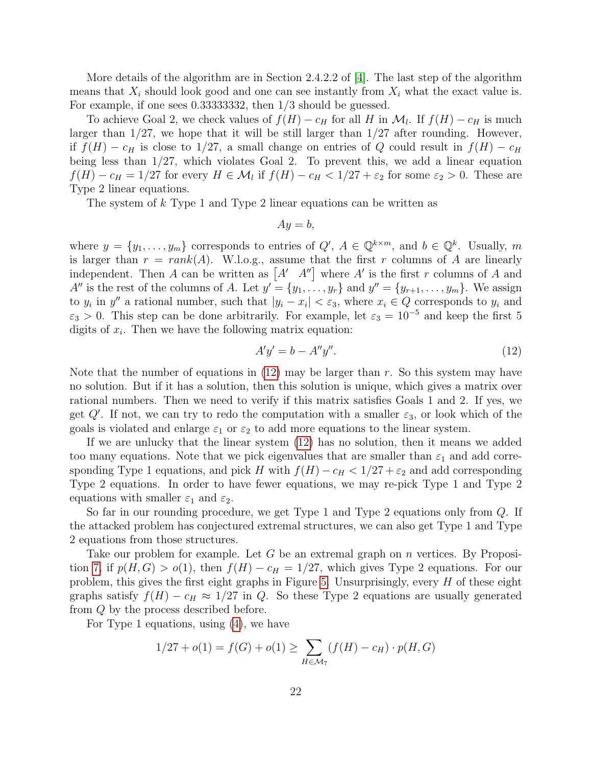More details of the algorithm are in Section 2.4.2.2 of [4]. The last step of the algorithm means that $X_i$ should look good and one can see instantly from $X_i$ what the exact value is. For example, if one sees 0.33333332, then 1/3 should be guessed.

To achieve Goal 2, we check values of $f(H) - c_H$ for all $H$ in $\mathcal{M}_l$. If $f(H) - c_H$ is much larger than 1/27, we hope that it will be still larger than 1/27 after rounding. However, if $f(H) - c_H$ is close to 1/27, a small change on entries of $Q$ could result in $f(H) - c_H$ being less than 1/27, which violates Goal 2. To prevent this, we add a linear equation $f(H) - c_H = 1/27$ for every $H \in \mathcal{M}_l$ if $f(H) - c_H < 1/27 + \varepsilon_2$ for some $\varepsilon_2 > 0$. These are Type 2 linear equations.

The system of $k$ Type 1 and Type 2 linear equations can be written as

$$Ay = b,$$

where $y = \{y_1, \ldots, y_m\}$ corresponds to entries of $Q'$, $A \in \mathbb{Q}^{k \times m}$, and $b \in \mathbb{Q}^k$. Usually, $m$ is larger than $r = rank(A)$. W.l.o.g., assume that the first $r$ columns of $A$ are linearly independent. Then $A$ can be written as $\begin{bmatrix} A' & A'' \end{bmatrix}$ where $A'$ is the first $r$ columns of $A$ and $A''$ is the rest of the columns of $A$. Let $y' = \{y_1, \ldots, y_r\}$ and $y'' = \{y_{r+1}, \ldots, y_m\}$. We assign to $y_i$ in $y''$ a rational number, such that $|y_i - x_i| < \varepsilon_3$, where $x_i \in Q$ corresponds to $y_i$ and $\varepsilon_3 > 0$. This step can be done arbitrarily. For example, let $\varepsilon_3 = 10^{-5}$ and keep the first 5 digits of $x_i$. Then we have the following matrix equation:

$$A'y' = b - A''y''. \tag{12}$$

Note that the number of equations in (12) may be larger than $r$. So this system may have no solution. But if it has a solution, then this solution is unique, which gives a matrix over rational numbers. Then we need to verify if this matrix satisfies Goals 1 and 2. If yes, we get $Q'$. If not, we can try to redo the computation with a smaller $\varepsilon_3$, or look which of the goals is violated and enlarge $\varepsilon_1$ or $\varepsilon_2$ to add more equations to the linear system.

If we are unlucky that the linear system (12) has no solution, then it means we added too many equations. Note that we pick eigenvalues that are smaller than $\varepsilon_1$ and add corresponding Type 1 equations, and pick $H$ with $f(H) - c_H < 1/27 + \varepsilon_2$ and add corresponding Type 2 equations. In order to have fewer equations, we may re-pick Type 1 and Type 2 equations with smaller $\varepsilon_1$ and $\varepsilon_2$.

So far in our rounding procedure, we get Type 1 and Type 2 equations only from $Q$. If the attacked problem has conjectured extremal structures, we can also get Type 1 and Type 2 equations from those structures.

Take our problem for example. Let $G$ be an extremal graph on $n$ vertices. By Proposition 7, if $p(H, G) > o(1)$, then $f(H) - c_H = 1/27$, which gives Type 2 equations. For our problem, this gives the first eight graphs in Figure 5. Unsurprisingly, every $H$ of these eight graphs satisfy $f(H) - c_H \approx 1/27$ in $Q$. So these Type 2 equations are usually generated from $Q$ by the process described before.

For Type 1 equations, using (4), we have

$$1/27 + o(1) = f(G) + o(1) \geq \sum_{H \in \mathcal{M}_7} (f(H) - c_H) \cdot p(H, G)$$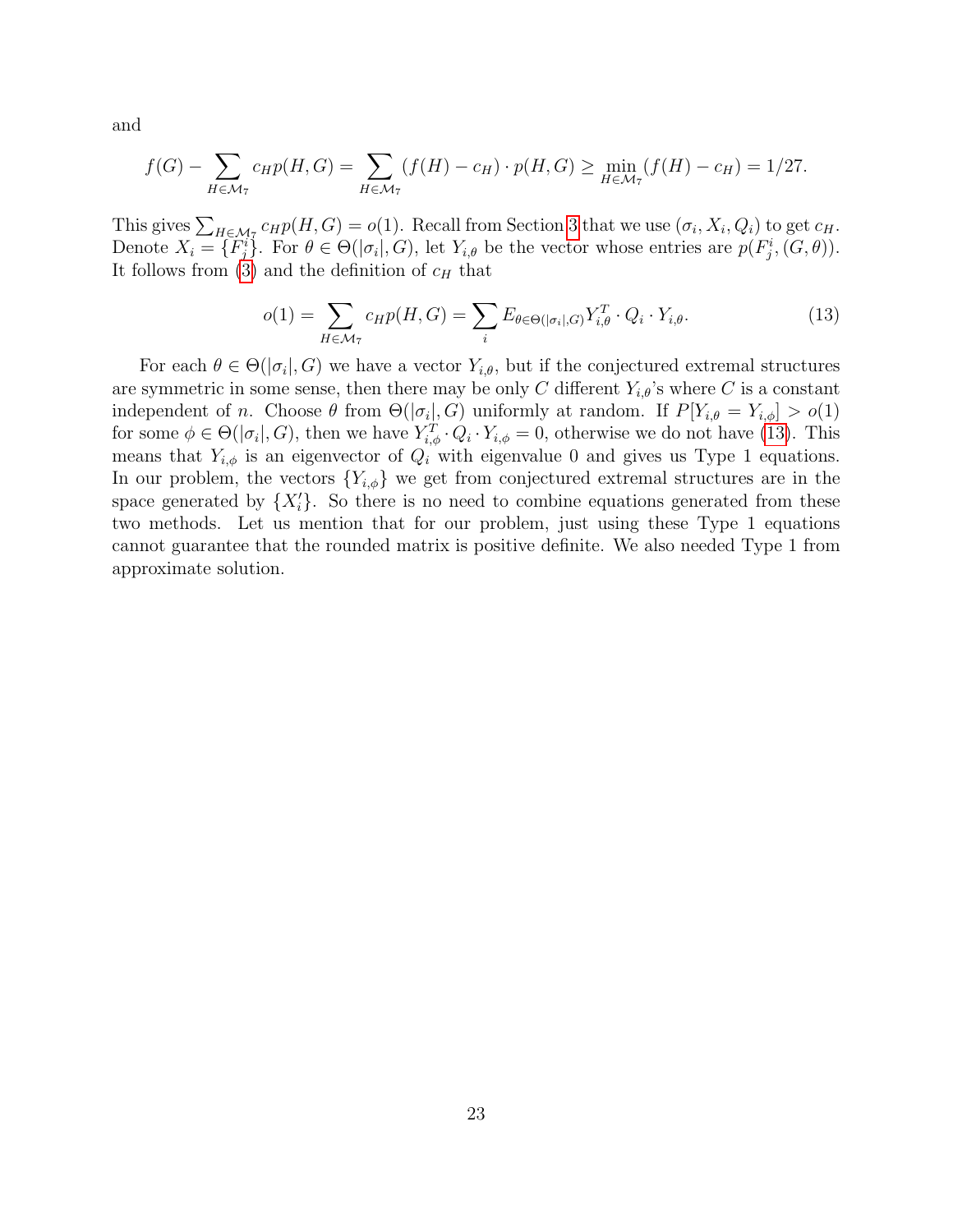and

$$f(G) - \sum_{H\in\mathcal{M}_7} c_H p(H,G) = \sum_{H\in\mathcal{M}_7} (f(H) - c_H)\cdot p(H,G) \geq \min_{H\in\mathcal{M}_7} (f(H) - c_H) = 1/27.$$

This gives $\sum_{H\in\mathcal{M}_7} c_H p(H,G) = o(1)$. Recall from Section 3 that we use $(\sigma_i, X_i, Q_i)$ to get $c_H$. Denote $X_i = \{F_j^i\}$. For $\theta \in \Theta(|\sigma_i|, G)$, let $Y_{i,\theta}$ be the vector whose entries are $p(F_j^i, (G,\theta))$. It follows from (3) and the definition of $c_H$ that

$$o(1) = \sum_{H\in\mathcal{M}_7} c_H p(H,G) = \sum_i E_{\theta\in\Theta(|\sigma_i|,G)} Y_{i,\theta}^T \cdot Q_i \cdot Y_{i,\theta}. \tag{13}$$

For each $\theta \in \Theta(|\sigma_i|, G)$ we have a vector $Y_{i,\theta}$, but if the conjectured extremal structures are symmetric in some sense, then there may be only $C$ different $Y_{i,\theta}$'s where $C$ is a constant independent of $n$. Choose $\theta$ from $\Theta(|\sigma_i|, G)$ uniformly at random. If $P[Y_{i,\theta} = Y_{i,\phi}] > o(1)$ for some $\phi \in \Theta(|\sigma_i|, G)$, then we have $Y_{i,\phi}^T \cdot Q_i \cdot Y_{i,\phi} = 0$, otherwise we do not have (13). This means that $Y_{i,\phi}$ is an eigenvector of $Q_i$ with eigenvalue 0 and gives us Type 1 equations. In our problem, the vectors $\{Y_{i,\phi}\}$ we get from conjectured extremal structures are in the space generated by $\{X_i'\}$. So there is no need to combine equations generated from these two methods. Let us mention that for our problem, just using these Type 1 equations cannot guarantee that the rounded matrix is positive definite. We also needed Type 1 from approximate solution.